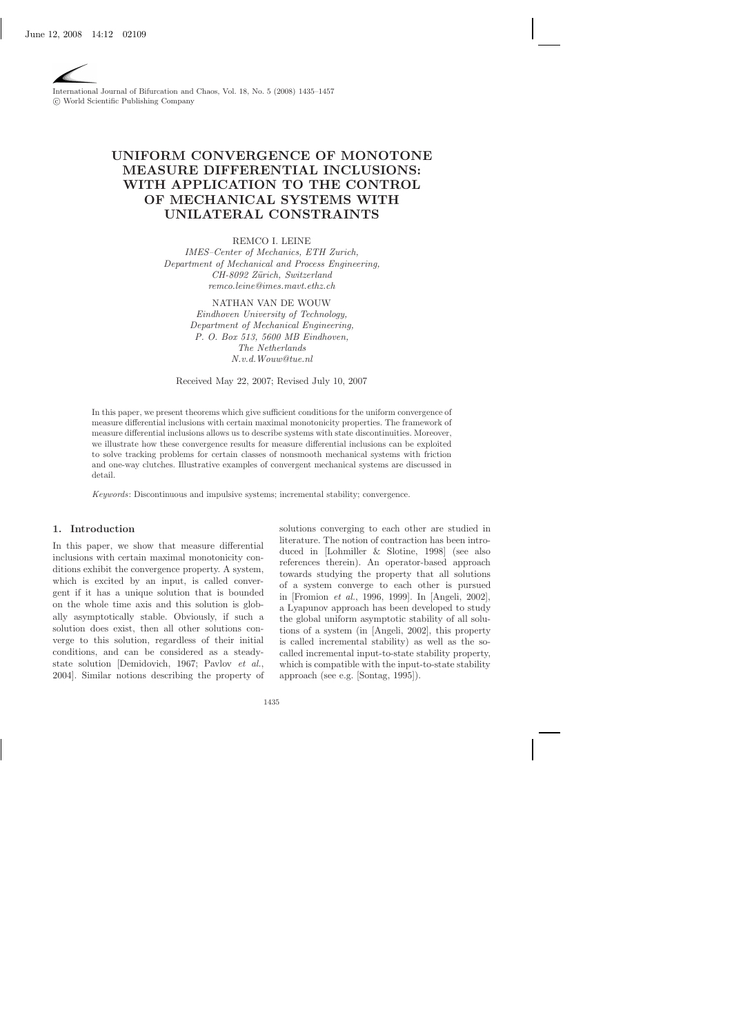# UNIFORM CONVERGENCE OF MONOTONE MEASURE DIFFERENTIAL INCLUSIONS: WITH APPLICATION TO THE CONTROL OF MECHANICAL SYSTEMS WITH UNILATERAL CONSTRAINTS

REMCO I. LEINE

*IMES–Center of Mechanics, ETH Zurich, Department of Mechanical and Process Engineering, CH-8092 Zürich, Switzerland*
*remco.leine@imes.mavt.ethz.ch*

NATHAN VAN DE WOUW

*Eindhoven University of Technology, Department of Mechanical Engineering, P. O. Box 513, 5600 MB Eindhoven, The Netherlands*
*N.v.d.Wouw@tue.nl*

Received May 22, 2007; Revised July 10, 2007

In this paper, we present theorems which give sufficient conditions for the uniform convergence of measure differential inclusions with certain maximal monotonicity properties. The framework of measure differential inclusions allows us to describe systems with state discontinuities. Moreover, we illustrate how these convergence results for measure differential inclusions can be exploited to solve tracking problems for certain classes of nonsmooth mechanical systems with friction and one-way clutches. Illustrative examples of convergent mechanical systems are discussed in detail.

*Keywords*: Discontinuous and impulsive systems; incremental stability; convergence.

## 1. Introduction

In this paper, we show that measure differential inclusions with certain maximal monotonicity conditions exhibit the convergence property. A system, which is excited by an input, is called convergent if it has a unique solution that is bounded on the whole time axis and this solution is globally asymptotically stable. Obviously, if such a solution does exist, then all other solutions converge to this solution, regardless of their initial conditions, and can be considered as a steady-state solution [Demidovich, 1967; Pavlov *et al.*, 2004]. Similar notions describing the property of solutions converging to each other are studied in literature. The notion of contraction has been introduced in [Lohmiller & Slotine, 1998] (see also references therein). An operator-based approach towards studying the property that all solutions of a system converge to each other is pursued in [Fromion *et al.*, 1996, 1999]. In [Angeli, 2002], a Lyapunov approach has been developed to study the global uniform asymptotic stability of all solutions of a system (in [Angeli, 2002], this property is called incremental stability) as well as the so-called incremental input-to-state stability property, which is compatible with the input-to-state stability approach (see e.g. [Sontag, 1995]).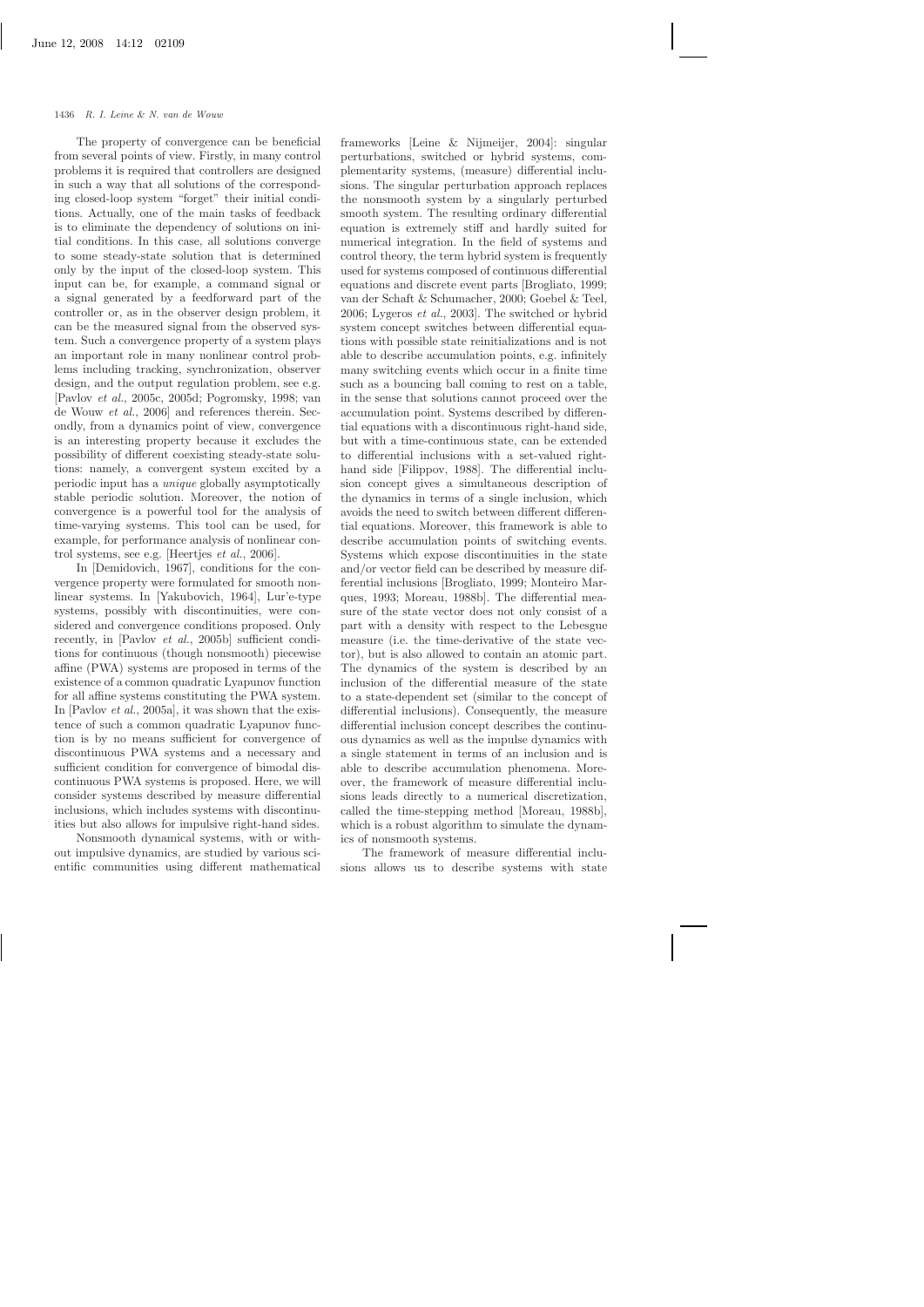The property of convergence can be beneficial from several points of view. Firstly, in many control problems it is required that controllers are designed in such a way that all solutions of the corresponding closed-loop system "forget" their initial conditions. Actually, one of the main tasks of feedback is to eliminate the dependency of solutions on initial conditions. In this case, all solutions converge to some steady-state solution that is determined only by the input of the closed-loop system. This input can be, for example, a command signal or a signal generated by a feedforward part of the controller or, as in the observer design problem, it can be the measured signal from the observed system. Such a convergence property of a system plays an important role in many nonlinear control problems including tracking, synchronization, observer design, and the output regulation problem, see e.g. [Pavlov *et al.*, 2005c, 2005d; Pogromsky, 1998; van de Wouw *et al.*, 2006] and references therein. Secondly, from a dynamics point of view, convergence is an interesting property because it excludes the possibility of different coexisting steady-state solutions: namely, a convergent system excited by a periodic input has a *unique* globally asymptotically stable periodic solution. Moreover, the notion of convergence is a powerful tool for the analysis of time-varying systems. This tool can be used, for example, for performance analysis of nonlinear control systems, see e.g. [Heertjes *et al.*, 2006].

In [Demidovich, 1967], conditions for the convergence property were formulated for smooth nonlinear systems. In [Yakubovich, 1964], Lur'e-type systems, possibly with discontinuities, were considered and convergence conditions proposed. Only recently, in [Pavlov *et al.*, 2005b] sufficient conditions for continuous (though nonsmooth) piecewise affine (PWA) systems are proposed in terms of the existence of a common quadratic Lyapunov function for all affine systems constituting the PWA system. In [Pavlov *et al.*, 2005a], it was shown that the existence of such a common quadratic Lyapunov function is by no means sufficient for convergence of discontinuous PWA systems and a necessary and sufficient condition for convergence of bimodal discontinuous PWA systems is proposed. Here, we will consider systems described by measure differential inclusions, which includes systems with discontinuities but also allows for impulsive right-hand sides.

Nonsmooth dynamical systems, with or without impulsive dynamics, are studied by various scientific communities using different mathematical frameworks [Leine & Nijmeijer, 2004]: singular perturbations, switched or hybrid systems, complementarity systems, (measure) differential inclusions. The singular perturbation approach replaces the nonsmooth system by a singularly perturbed smooth system. The resulting ordinary differential equation is extremely stiff and hardly suited for numerical integration. In the field of systems and control theory, the term hybrid system is frequently used for systems composed of continuous differential equations and discrete event parts [Brogliato, 1999; van der Schaft & Schumacher, 2000; Goebel & Teel, 2006; Lygeros *et al.*, 2003]. The switched or hybrid system concept switches between differential equations with possible state reinitializations and is not able to describe accumulation points, e.g. infinitely many switching events which occur in a finite time such as a bouncing ball coming to rest on a table, in the sense that solutions cannot proceed over the accumulation point. Systems described by differential equations with a discontinuous right-hand side, but with a time-continuous state, can be extended to differential inclusions with a set-valued right-hand side [Filippov, 1988]. The differential inclusion concept gives a simultaneous description of the dynamics in terms of a single inclusion, which avoids the need to switch between different differential equations. Moreover, this framework is able to describe accumulation points of switching events. Systems which expose discontinuities in the state and/or vector field can be described by measure differential inclusions [Brogliato, 1999; Monteiro Marques, 1993; Moreau, 1988b]. The differential measure of the state vector does not only consist of a part with a density with respect to the Lebesgue measure (i.e. the time-derivative of the state vector), but is also allowed to contain an atomic part. The dynamics of the system is described by an inclusion of the differential measure of the state to a state-dependent set (similar to the concept of differential inclusions). Consequently, the measure differential inclusion concept describes the continuous dynamics as well as the impulse dynamics with a single statement in terms of an inclusion and is able to describe accumulation phenomena. Moreover, the framework of measure differential inclusions leads directly to a numerical discretization, called the time-stepping method [Moreau, 1988b], which is a robust algorithm to simulate the dynamics of nonsmooth systems.

The framework of measure differential inclusions allows us to describe systems with state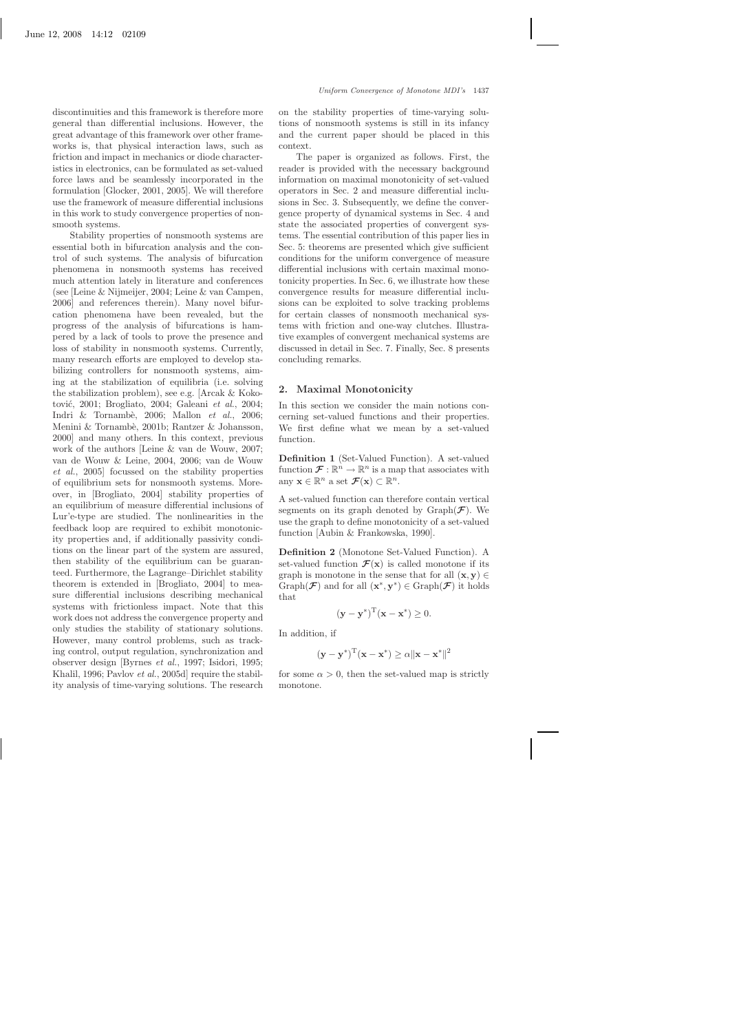discontinuities and this framework is therefore more general than differential inclusions. However, the great advantage of this framework over other frameworks is, that physical interaction laws, such as friction and impact in mechanics or diode characteristics in electronics, can be formulated as set-valued force laws and be seamlessly incorporated in the formulation [Glocker, 2001, 2005]. We will therefore use the framework of measure differential inclusions in this work to study convergence properties of nonsmooth systems.

Stability properties of nonsmooth systems are essential both in bifurcation analysis and the control of such systems. The analysis of bifurcation phenomena in nonsmooth systems has received much attention lately in literature and conferences (see [Leine & Nijmeijer, 2004; Leine & van Campen, 2006] and references therein). Many novel bifurcation phenomena have been revealed, but the progress of the analysis of bifurcations is hampered by a lack of tools to prove the presence and loss of stability in nonsmooth systems. Currently, many research efforts are employed to develop stabilizing controllers for nonsmooth systems, aiming at the stabilization of equilibria (i.e. solving the stabilization problem), see e.g. [Arcak & Kokotović, 2001; Brogliato, 2004; Galeani *et al.*, 2004; Indri & Tornambè, 2006; Mallon *et al.*, 2006; Menini & Tornambè, 2001b; Rantzer & Johansson, 2000] and many others. In this context, previous work of the authors [Leine & van de Wouw, 2007; van de Wouw & Leine, 2004, 2006; van de Wouw *et al.*, 2005] focussed on the stability properties of equilibrium sets for nonsmooth systems. Moreover, in [Brogliato, 2004] stability properties of an equilibrium of measure differential inclusions of Lur'e-type are studied. The nonlinearities in the feedback loop are required to exhibit monotonicity properties and, if additionally passivity conditions on the linear part of the system are assured, then stability of the equilibrium can be guaranteed. Furthermore, the Lagrange–Dirichlet stability theorem is extended in [Brogliato, 2004] to measure differential inclusions describing mechanical systems with frictionless impact. Note that this work does not address the convergence property and only studies the stability of stationary solutions. However, many control problems, such as tracking control, output regulation, synchronization and observer design [Byrnes *et al.*, 1997; Isidori, 1995; Khalil, 1996; Pavlov *et al.*, 2005d] require the stability analysis of time-varying solutions. The research on the stability properties of time-varying solutions of nonsmooth systems is still in its infancy and the current paper should be placed in this context.

The paper is organized as follows. First, the reader is provided with the necessary background information on maximal monotonicity of set-valued operators in Sec. 2 and measure differential inclusions in Sec. 3. Subsequently, we define the convergence property of dynamical systems in Sec. 4 and state the associated properties of convergent systems. The essential contribution of this paper lies in Sec. 5: theorems are presented which give sufficient conditions for the uniform convergence of measure differential inclusions with certain maximal monotonicity properties. In Sec. 6, we illustrate how these convergence results for measure differential inclusions can be exploited to solve tracking problems for certain classes of nonsmooth mechanical systems with friction and one-way clutches. Illustrative examples of convergent mechanical systems are discussed in detail in Sec. 7. Finally, Sec. 8 presents concluding remarks.

## 2. Maximal Monotonicity

In this section we consider the main notions concerning set-valued functions and their properties. We first define what we mean by a set-valued function.

**Definition 1** (Set-Valued Function). A set-valued function $\boldsymbol{\mathcal{F}} : \mathbb{R}^n \to \mathbb{R}^n$ is a map that associates with any $\mathbf{x} \in \mathbb{R}^n$ a set $\boldsymbol{\mathcal{F}}(\mathbf{x}) \subset \mathbb{R}^n$.

A set-valued function can therefore contain vertical segments on its graph denoted by $\text{Graph}(\boldsymbol{\mathcal{F}})$. We use the graph to define monotonicity of a set-valued function [Aubin & Frankowska, 1990].

**Definition 2** (Monotone Set-Valued Function). A set-valued function $\boldsymbol{\mathcal{F}}(\mathbf{x})$ is called monotone if its graph is monotone in the sense that for all $(\mathbf{x}, \mathbf{y}) \in \text{Graph}(\boldsymbol{\mathcal{F}})$ and for all $(\mathbf{x}^*, \mathbf{y}^*) \in \text{Graph}(\boldsymbol{\mathcal{F}})$ it holds that

$$(\mathbf{y} - \mathbf{y}^*)^{\mathrm{T}}(\mathbf{x} - \mathbf{x}^*) \geq 0.$$

In addition, if

$$(\mathbf{y} - \mathbf{y}^*)^{\mathrm{T}}(\mathbf{x} - \mathbf{x}^*) \geq \alpha \|\mathbf{x} - \mathbf{x}^*\|^2$$

for some $\alpha > 0$, then the set-valued map is strictly monotone.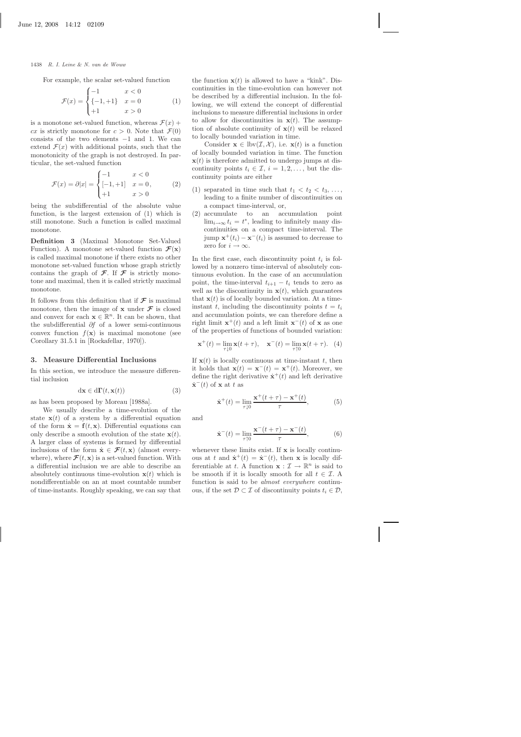For example, the scalar set-valued function

$$\mathcal{F}(x) = \begin{cases} -1 & x < 0 \\ \{-1, +1\} & x = 0 \\ +1 & x > 0 \end{cases} \tag{1}$$

is a monotone set-valued function, whereas $\mathcal{F}(x) + cx$ is strictly monotone for $c > 0$. Note that $\mathcal{F}(0)$ consists of the two elements $-1$ and 1. We can extend $\mathcal{F}(x)$ with additional points, such that the monotonicity of the graph is not destroyed. In particular, the set-valued function

$$\mathcal{F}(x) = \partial |x| = \begin{cases} -1 & x < 0 \\ [-1, +1] & x = 0, \\ +1 & x > 0 \end{cases} \tag{2}$$

being the subdifferential of the absolute value function, is the largest extension of (1) which is still monotone. Such a function is called maximal monotone.

**Definition 3** (Maximal Monotone Set-Valued Function). A monotone set-valued function $\boldsymbol{\mathcal{F}}(\mathbf{x})$ is called maximal monotone if there exists no other monotone set-valued function whose graph strictly contains the graph of $\boldsymbol{\mathcal{F}}$. If $\boldsymbol{\mathcal{F}}$ is strictly monotone and maximal, then it is called strictly maximal monotone.

It follows from this definition that if $\boldsymbol{\mathcal{F}}$ is maximal monotone, then the image of $\mathbf{x}$ under $\boldsymbol{\mathcal{F}}$ is closed and convex for each $\mathbf{x} \in \mathbb{R}^n$. It can be shown, that the subdifferential $\partial f$ of a lower semi-continuous convex function $f(\mathbf{x})$ is maximal monotone (see Corollary 31.5.1 in [Rockafellar, 1970]).

## 3. Measure Differential Inclusions

In this section, we introduce the measure differential inclusion

$$\mathrm{d}\mathbf{x} \in \mathrm{d}\boldsymbol{\Gamma}(t, \mathbf{x}(t)) \tag{3}$$

as has been proposed by Moreau [1988a].

We usually describe a time-evolution of the state $\mathbf{x}(t)$ of a system by a differential equation of the form $\dot{\mathbf{x}} = \mathbf{f}(t, \mathbf{x})$. Differential equations can only describe a smooth evolution of the state $\mathbf{x}(t)$. A larger class of systems is formed by differential inclusions of the form $\dot{\mathbf{x}} \in \boldsymbol{\mathcal{F}}(t, \mathbf{x})$ (almost everywhere), where $\boldsymbol{\mathcal{F}}(t, \mathbf{x})$ is a set-valued function. With a differential inclusion we are able to describe an absolutely continuous time-evolution $\mathbf{x}(t)$ which is nondifferentiable on an at most countable number of time-instants. Roughly speaking, we can say that the function $\mathbf{x}(t)$ is allowed to have a "kink". Discontinuities in the time-evolution can however not be described by a differential inclusion. In the following, we will extend the concept of differential inclusions to measure differential inclusions in order to allow for discontinuities in $\mathbf{x}(t)$. The assumption of absolute continuity of $\mathbf{x}(t)$ will be relaxed to locally bounded variation in time.

Consider $\mathbf{x} \in \mathrm{lbv}(\mathcal{I}, \mathcal{X})$, i.e. $\mathbf{x}(t)$ is a function of locally bounded variation in time. The function $\mathbf{x}(t)$ is therefore admitted to undergo jumps at discontinuity points $t_i \in \mathcal{I}$, $i = 1, 2, \ldots$, but the discontinuity points are either

1. separated in time such that $t_1 < t_2 < t_3, \ldots$, leading to a finite number of discontinuities on a compact time-interval, or,
2. accumulate to an accumulation point $\lim_{i\to\infty} t_i = t^*$, leading to infinitely many discontinuities on a compact time-interval. The jump $\mathbf{x}^+(t_i) - \mathbf{x}^-(t_i)$ is assumed to decrease to zero for $i \to \infty$.

In the first case, each discontinuity point $t_i$ is followed by a nonzero time-interval of absolutely continuous evolution. In the case of an accumulation point, the time-interval $t_{i+1} - t_i$ tends to zero as well as the discontinuity in $\mathbf{x}(t)$, which guarantees that $\mathbf{x}(t)$ is of locally bounded variation. At a time-instant $t$, including the discontinuity points $t = t_i$ and accumulation points, we can therefore define a right limit $\mathbf{x}^+(t)$ and a left limit $\mathbf{x}^-(t)$ of $\mathbf{x}$ as one of the properties of functions of bounded variation:

$$\mathbf{x}^+(t) = \lim_{\tau \downarrow 0} \mathbf{x}(t + \tau), \quad \mathbf{x}^-(t) = \lim_{\tau \uparrow 0} \mathbf{x}(t + \tau). \tag{4}$$

If $\mathbf{x}(t)$ is locally continuous at time-instant $t$, then it holds that $\mathbf{x}(t) = \mathbf{x}^-(t) = \mathbf{x}^+(t)$. Moreover, we define the right derivative $\dot{\mathbf{x}}^+(t)$ and left derivative $\dot{\mathbf{x}}^-(t)$ of $\mathbf{x}$ at $t$ as

$$\dot{\mathbf{x}}^+(t) = \lim_{\tau \downarrow 0} \frac{\mathbf{x}^+(t + \tau) - \mathbf{x}^+(t)}{\tau}, \tag{5}$$

and

$$\dot{\mathbf{x}}^-(t) = \lim_{\tau \uparrow 0} \frac{\mathbf{x}^-(t + \tau) - \mathbf{x}^-(t)}{\tau}, \tag{6}$$

whenever these limits exist. If $\mathbf{x}$ is locally continuous at $t$ and $\dot{\mathbf{x}}^+(t) = \dot{\mathbf{x}}^-(t)$, then $\mathbf{x}$ is locally differentiable at $t$. A function $\mathbf{x} : \mathcal{I} \to \mathbb{R}^n$ is said to be smooth if it is locally smooth for all $t \in \mathcal{I}$. A function is said to be *almost everywhere* continuous, if the set $\mathcal{D} \subset \mathcal{I}$ of discontinuity points $t_i \in \mathcal{D}$,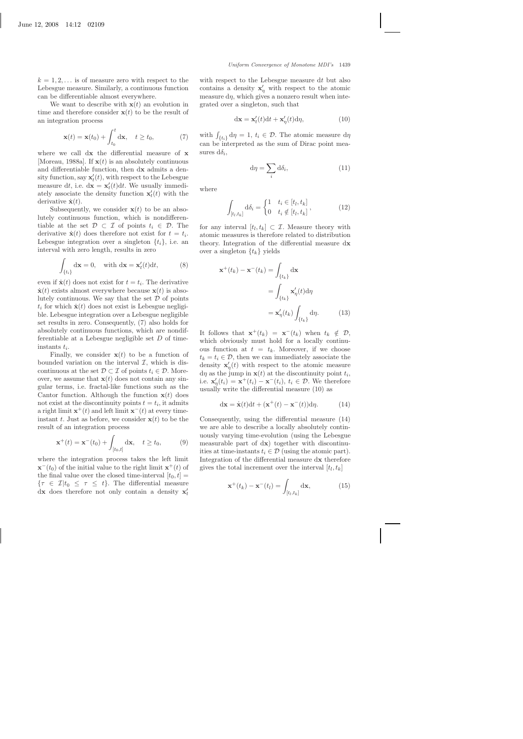$k = 1, 2, \ldots$ is of measure zero with respect to the Lebesgue measure. Similarly, a continuous function can be differentiable almost everywhere.

We want to describe with $\mathbf{x}(t)$ an evolution in time and therefore consider $\mathbf{x}(t)$ to be the result of an integration process

$$\mathbf{x}(t) = \mathbf{x}(t_0) + \int_{t_0}^{t} \mathrm{d}\mathbf{x}, \quad t \geq t_0, \tag{7}$$

where we call $\mathrm{d}\mathbf{x}$ the differential measure of $\mathbf{x}$ [Moreau, 1988a]. If $\mathbf{x}(t)$ is an absolutely continuous and differentiable function, then $\mathrm{d}\mathbf{x}$ admits a density function, say $\mathbf{x}'_t(t)$, with respect to the Lebesgue measure $\mathrm{d}t$, i.e. $\mathrm{d}\mathbf{x} = \mathbf{x}'_t(t)\mathrm{d}t$. We usually immediately associate the density function $\mathbf{x}'_t(t)$ with the derivative $\dot{\mathbf{x}}(t)$.

Subsequently, we consider $\mathbf{x}(t)$ to be an absolutely continuous function, which is nondifferentiable at the set $\mathcal{D} \subset \mathcal{I}$ of points $t_i \in \mathcal{D}$. The derivative $\dot{\mathbf{x}}(t)$ does therefore not exist for $t = t_i$. Lebesgue integration over a singleton $\{t_i\}$, i.e. an interval with zero length, results in zero

$$\int_{\{t_i\}} \mathrm{d}\mathbf{x} = 0, \quad \text{with } \mathrm{d}\mathbf{x} = \mathbf{x}'_t(t)\mathrm{d}t, \tag{8}$$

even if $\dot{\mathbf{x}}(t)$ does not exist for $t = t_i$. The derivative $\dot{\mathbf{x}}(t)$ exists almost everywhere because $\mathbf{x}(t)$ is absolutely continuous. We say that the set $\mathcal{D}$ of points $t_i$ for which $\dot{\mathbf{x}}(t)$ does not exist is Lebesgue negligible. Lebesgue integration over a Lebesgue negligible set results in zero. Consequently, (7) also holds for absolutely continuous functions, which are nondifferentiable at a Lebesgue negligible set $D$ of time-instants $t_i$.

Finally, we consider $\mathbf{x}(t)$ to be a function of bounded variation on the interval $\mathcal{I}$, which is discontinuous at the set $\mathcal{D} \subset \mathcal{I}$ of points $t_i \in \mathcal{D}$. Moreover, we assume that $\mathbf{x}(t)$ does not contain any singular terms, i.e. fractal-like functions such as the Cantor function. Although the function $\mathbf{x}(t)$ does not exist at the discontinuity points $t = t_i$, it admits a right limit $\mathbf{x}^+(t)$ and left limit $\mathbf{x}^-(t)$ at every time-instant $t$. Just as before, we consider $\mathbf{x}(t)$ to be the result of an integration process

$$\mathbf{x}^+(t) = \mathbf{x}^-(t_0) + \int_{[t_0,t]} \mathrm{d}\mathbf{x}, \quad t \geq t_0, \tag{9}$$

where the integration process takes the left limit $\mathbf{x}^-(t_0)$ of the initial value to the right limit $\mathbf{x}^+(t)$ of the final value over the closed time-interval $[t_0, t] = \{\tau \in \mathcal{I} | t_0 \leq \tau \leq t\}$. The differential measure $\mathrm{d}\mathbf{x}$ does therefore not only contain a density $\mathbf{x}'_t$ with respect to the Lebesgue measure $\mathrm{d}t$ but also contains a density $\mathbf{x}'_\eta$ with respect to the atomic measure $\mathrm{d}\eta$, which gives a nonzero result when integrated over a singleton, such that

$$\mathrm{d}\mathbf{x} = \mathbf{x}'_t(t)\mathrm{d}t + \mathbf{x}'_\eta(t)\mathrm{d}\eta, \tag{10}$$

with $\int_{\{t_i\}} \mathrm{d}\eta = 1$, $t_i \in \mathcal{D}$. The atomic measure $\mathrm{d}\eta$ can be interpreted as the sum of Dirac point measures $\mathrm{d}\delta_i$,

$$\mathrm{d}\eta = \sum_i \mathrm{d}\delta_i, \tag{11}$$

where

$$\int_{[t_l,t_k]} \mathrm{d}\delta_i = \begin{cases} 1 & t_i \in [t_l, t_k] \\ 0 & t_i \notin [t_l, t_k] \end{cases}, \tag{12}$$

for any interval $[t_l, t_k] \subset \mathcal{I}$. Measure theory with atomic measures is therefore related to distribution theory. Integration of the differential measure $\mathrm{d}\mathbf{x}$ over a singleton $\{t_k\}$ yields

$$\begin{aligned}
\mathbf{x}^+(t_k) - \mathbf{x}^-(t_k) &= \int_{\{t_k\}} \mathrm{d}\mathbf{x} \\
&= \int_{\{t_k\}} \mathbf{x}'_\eta(t)\mathrm{d}\eta \\
&= \mathbf{x}'_\eta(t_k) \int_{\{t_k\}} \mathrm{d}\eta.
\end{aligned} \tag{13}$$

It follows that $\mathbf{x}^+(t_k) = \mathbf{x}^-(t_k)$ when $t_k \notin \mathcal{D}$, which obviously must hold for a locally continuous function at $t = t_k$. Moreover, if we choose $t_k = t_i \in \mathcal{D}$, then we can immediately associate the density $\mathbf{x}'_\eta(t)$ with respect to the atomic measure $\mathrm{d}\eta$ as the jump in $\mathbf{x}(t)$ at the discontinuity point $t_i$, i.e. $\mathbf{x}'_\eta(t_i) = \mathbf{x}^+(t_i) - \mathbf{x}^-(t_i)$, $t_i \in \mathcal{D}$. We therefore usually write the differential measure (10) as

$$\mathrm{d}\mathbf{x} = \dot{\mathbf{x}}(t)\mathrm{d}t + (\mathbf{x}^+(t) - \mathbf{x}^-(t))\mathrm{d}\eta. \tag{14}$$

Consequently, using the differential measure (14) we are able to describe a locally absolutely continuously varying time-evolution (using the Lebesgue measurable part of $\mathrm{d}\mathbf{x}$) together with discontinuities at time-instants $t_i \in \mathcal{D}$ (using the atomic part). Integration of the differential measure $\mathrm{d}\mathbf{x}$ therefore gives the total increment over the interval $[t_l, t_k]$

$$\mathbf{x}^+(t_k) - \mathbf{x}^-(t_l) = \int_{[t_l,t_k]} \mathrm{d}\mathbf{x}, \tag{15}$$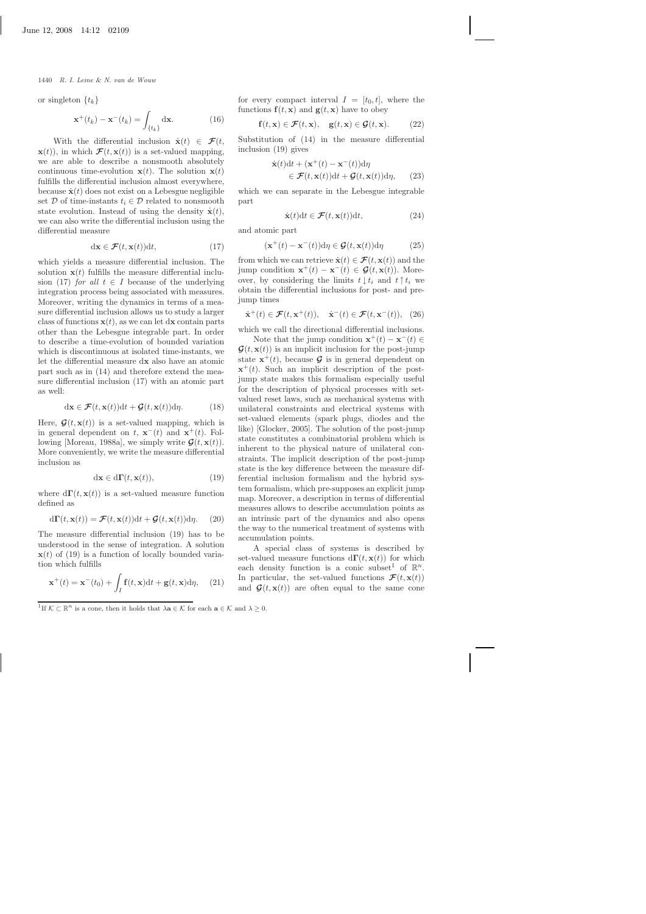or singleton $\{t_k\}$

$$\mathbf{x}^+(t_k) - \mathbf{x}^-(t_k) = \int_{\{t_k\}} \mathrm{d}\mathbf{x}. \tag{16}$$

With the differential inclusion $\dot{\mathbf{x}}(t) \in \boldsymbol{\mathcal{F}}(t, \mathbf{x}(t))$, in which $\boldsymbol{\mathcal{F}}(t, \mathbf{x}(t))$ is a set-valued mapping, we are able to describe a nonsmooth absolutely continuous time-evolution $\mathbf{x}(t)$. The solution $\mathbf{x}(t)$ fulfills the differential inclusion almost everywhere, because $\dot{\mathbf{x}}(t)$ does not exist on a Lebesgue negligible set $\mathcal{D}$ of time-instants $t_i \in \mathcal{D}$ related to nonsmooth state evolution. Instead of using the density $\dot{\mathbf{x}}(t)$, we can also write the differential inclusion using the differential measure

$$\mathrm{d}\mathbf{x} \in \boldsymbol{\mathcal{F}}(t, \mathbf{x}(t))\mathrm{d}t, \tag{17}$$

which yields a measure differential inclusion. The solution $\mathbf{x}(t)$ fulfills the measure differential inclusion (17) *for all* $t \in I$ because of the underlying integration process being associated with measures. Moreover, writing the dynamics in terms of a measure differential inclusion allows us to study a larger class of functions $\mathbf{x}(t)$, as we can let $\mathrm{d}\mathbf{x}$ contain parts other than the Lebesgue integrable part. In order to describe a time-evolution of bounded variation which is discontinuous at isolated time-instants, we let the differential measure $\mathrm{d}\mathbf{x}$ also have an atomic part such as in (14) and therefore extend the measure differential inclusion (17) with an atomic part as well:

$$\mathrm{d}\mathbf{x} \in \boldsymbol{\mathcal{F}}(t, \mathbf{x}(t))\mathrm{d}t + \boldsymbol{\mathcal{G}}(t, \mathbf{x}(t))\mathrm{d}\eta. \tag{18}$$

Here, $\boldsymbol{\mathcal{G}}(t, \mathbf{x}(t))$ is a set-valued mapping, which is in general dependent on $t$, $\mathbf{x}^-(t)$ and $\mathbf{x}^+(t)$. Following [Moreau, 1988a], we simply write $\boldsymbol{\mathcal{G}}(t, \mathbf{x}(t))$. More conveniently, we write the measure differential inclusion as

$$\mathrm{d}\mathbf{x} \in \mathrm{d}\boldsymbol{\Gamma}(t, \mathbf{x}(t)), \tag{19}$$

where $\mathrm{d}\boldsymbol{\Gamma}(t, \mathbf{x}(t))$ is a set-valued measure function defined as

$$\mathrm{d}\boldsymbol{\Gamma}(t, \mathbf{x}(t)) = \boldsymbol{\mathcal{F}}(t, \mathbf{x}(t))\mathrm{d}t + \boldsymbol{\mathcal{G}}(t, \mathbf{x}(t))\mathrm{d}\eta. \tag{20}$$

The measure differential inclusion (19) has to be understood in the sense of integration. A solution $\mathbf{x}(t)$ of (19) is a function of locally bounded variation which fulfills

$$\mathbf{x}^+(t) = \mathbf{x}^-(t_0) + \int_I \mathbf{f}(t, \mathbf{x})\mathrm{d}t + \mathbf{g}(t, \mathbf{x})\mathrm{d}\eta, \tag{21}$$

for every compact interval $I = [t_0, t]$, where the functions $\mathbf{f}(t, \mathbf{x})$ and $\mathbf{g}(t, \mathbf{x})$ have to obey

$$\mathbf{f}(t, \mathbf{x}) \in \boldsymbol{\mathcal{F}}(t, \mathbf{x}), \quad \mathbf{g}(t, \mathbf{x}) \in \boldsymbol{\mathcal{G}}(t, \mathbf{x}). \tag{22}$$

Substitution of (14) in the measure differential inclusion (19) gives

$$\dot{\mathbf{x}}(t)\mathrm{d}t + (\mathbf{x}^+(t) - \mathbf{x}^-(t))\mathrm{d}\eta \in \boldsymbol{\mathcal{F}}(t, \mathbf{x}(t))\mathrm{d}t + \boldsymbol{\mathcal{G}}(t, \mathbf{x}(t))\mathrm{d}\eta, \tag{23}$$

which we can separate in the Lebesgue integrable part

$$\dot{\mathbf{x}}(t)\mathrm{d}t \in \boldsymbol{\mathcal{F}}(t, \mathbf{x}(t))\mathrm{d}t, \tag{24}$$

and atomic part

$$(\mathbf{x}^+(t) - \mathbf{x}^-(t))\mathrm{d}\eta \in \boldsymbol{\mathcal{G}}(t, \mathbf{x}(t))\mathrm{d}\eta \tag{25}$$

from which we can retrieve $\dot{\mathbf{x}}(t) \in \boldsymbol{\mathcal{F}}(t, \mathbf{x}(t))$ and the jump condition $\mathbf{x}^+(t) - \mathbf{x}^-(t) \in \boldsymbol{\mathcal{G}}(t, \mathbf{x}(t))$. Moreover, by considering the limits $t \downarrow t_i$ and $t \uparrow t_i$ we obtain the differential inclusions for post- and pre-jump times

$$\dot{\mathbf{x}}^+(t) \in \boldsymbol{\mathcal{F}}(t, \mathbf{x}^+(t)), \quad \dot{\mathbf{x}}^-(t) \in \boldsymbol{\mathcal{F}}(t, \mathbf{x}^-(t)), \tag{26}$$

which we call the directional differential inclusions.

Note that the jump condition $\mathbf{x}^+(t) - \mathbf{x}^-(t) \in \boldsymbol{\mathcal{G}}(t, \mathbf{x}(t))$ is an implicit inclusion for the post-jump state $\mathbf{x}^+(t)$, because $\boldsymbol{\mathcal{G}}$ is in general dependent on $\mathbf{x}^+(t)$. Such an implicit description of the post-jump state makes this formalism especially useful for the description of physical processes with set-valued reset laws, such as mechanical systems with unilateral constraints and electrical systems with set-valued elements (spark plugs, diodes and the like) [Glocker, 2005]. The solution of the post-jump state constitutes a combinatorial problem which is inherent to the physical nature of unilateral constraints. The implicit description of the post-jump state is the key difference between the measure differential inclusion formalism and the hybrid system formalism, which pre-supposes an explicit jump map. Moreover, a description in terms of differential measures allows to describe accumulation points as an intrinsic part of the dynamics and also opens the way to the numerical treatment of systems with accumulation points.

A special class of systems is described by set-valued measure functions $\mathrm{d}\boldsymbol{\Gamma}(t, \mathbf{x}(t))$ for which each density function is a conic subset[1] of $\mathbb{R}^n$. In particular, the set-valued functions $\boldsymbol{\mathcal{F}}(t, \mathbf{x}(t))$ and $\boldsymbol{\mathcal{G}}(t, \mathbf{x}(t))$ are often equal to the same cone

[1] If $\mathcal{K} \subset \mathbb{R}^n$ is a cone, then it holds that $\lambda\mathbf{a} \in \mathcal{K}$ for each $\mathbf{a} \in \mathcal{K}$ and $\lambda \geq 0$.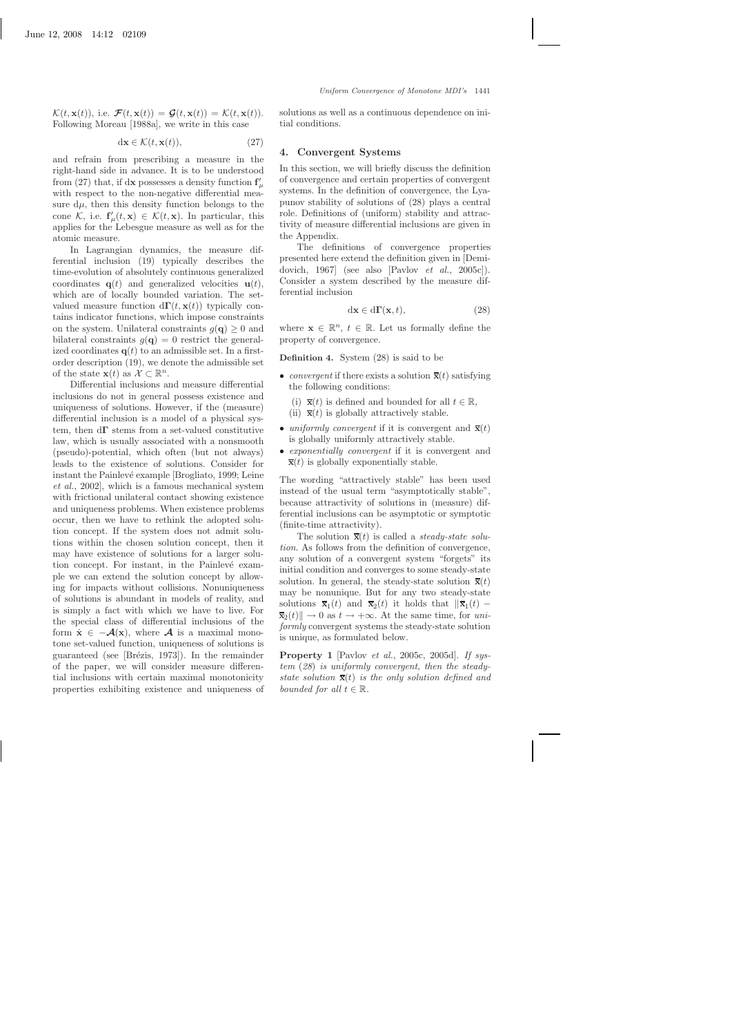$\mathcal{K}(t, \mathbf{x}(t))$, i.e. $\boldsymbol{\mathcal{F}}(t, \mathbf{x}(t)) = \boldsymbol{\mathcal{G}}(t, \mathbf{x}(t)) = \mathcal{K}(t, \mathbf{x}(t))$. Following Moreau [1988a], we write in this case

$$\mathrm{d}\mathbf{x} \in \mathcal{K}(t, \mathbf{x}(t)), \tag{27}$$

and refrain from prescribing a measure in the right-hand side in advance. It is to be understood from (27) that, if $\mathrm{d}\mathbf{x}$ possesses a density function $\mathbf{f}'_\mu$ with respect to the non-negative differential measure $\mathrm{d}\mu$, then this density function belongs to the cone $\mathcal{K}$, i.e. $\mathbf{f}'_\mu(t, \mathbf{x}) \in \mathcal{K}(t, \mathbf{x})$. In particular, this applies for the Lebesgue measure as well as for the atomic measure.

In Lagrangian dynamics, the measure differential inclusion (19) typically describes the time-evolution of absolutely continuous generalized coordinates $\mathbf{q}(t)$ and generalized velocities $\mathbf{u}(t)$, which are of locally bounded variation. The set-valued measure function $\mathrm{d}\boldsymbol{\Gamma}(t, \mathbf{x}(t))$ typically contains indicator functions, which impose constraints on the system. Unilateral constraints $g(\mathbf{q}) \geq 0$ and bilateral constraints $g(\mathbf{q}) = 0$ restrict the generalized coordinates $\mathbf{q}(t)$ to an admissible set. In a first-order description (19), we denote the admissible set of the state $\mathbf{x}(t)$ as $\mathcal{X} \subset \mathbb{R}^n$.

Differential inclusions and measure differential inclusions do not in general possess existence and uniqueness of solutions. However, if the (measure) differential inclusion is a model of a physical system, then $\mathrm{d}\boldsymbol{\Gamma}$ stems from a set-valued constitutive law, which is usually associated with a nonsmooth (pseudo)-potential, which often (but not always) leads to the existence of solutions. Consider for instant the Painlevé example [Brogliato, 1999; Leine *et al.*, 2002], which is a famous mechanical system with frictional unilateral contact showing existence and uniqueness problems. When existence problems occur, then we have to rethink the adopted solution concept. If the system does not admit solutions within the chosen solution concept, then it may have existence of solutions for a larger solution concept. For instant, in the Painlevé example we can extend the solution concept by allowing for impacts without collisions. Nonuniqueness of solutions is abundant in models of reality, and is simply a fact with which we have to live. For the special class of differential inclusions of the form $\dot{\mathbf{x}} \in -\boldsymbol{\mathcal{A}}(\mathbf{x})$, where $\boldsymbol{\mathcal{A}}$ is a maximal monotone set-valued function, uniqueness of solutions is guaranteed (see [Brézis, 1973]). In the remainder of the paper, we will consider measure differential inclusions with certain maximal monotonicity properties exhibiting existence and uniqueness of solutions as well as a continuous dependence on initial conditions.

## 4. Convergent Systems

In this section, we will briefly discuss the definition of convergence and certain properties of convergent systems. In the definition of convergence, the Lyapunov stability of solutions of (28) plays a central role. Definitions of (uniform) stability and attractivity of measure differential inclusions are given in the Appendix.

The definitions of convergence properties presented here extend the definition given in [Demidovich, 1967] (see also [Pavlov *et al.*, 2005c]). Consider a system described by the measure differential inclusion

$$\mathrm{d}\mathbf{x} \in \mathrm{d}\boldsymbol{\Gamma}(\mathbf{x}, t), \tag{28}$$

where $\mathbf{x} \in \mathbb{R}^n$, $t \in \mathbb{R}$. Let us formally define the property of convergence.

**Definition 4.** System (28) is said to be

- *convergent* if there exists a solution $\bar{\mathbf{x}}(t)$ satisfying the following conditions:
  - (i) $\bar{\mathbf{x}}(t)$ is defined and bounded for all $t \in \mathbb{R}$,
  - (ii) $\bar{\mathbf{x}}(t)$ is globally attractively stable.
- *uniformly convergent* if it is convergent and $\bar{\mathbf{x}}(t)$ is globally uniformly attractively stable.
- *exponentially convergent* if it is convergent and $\bar{\mathbf{x}}(t)$ is globally exponentially stable.

The wording "attractively stable" has been used instead of the usual term "asymptotically stable", because attractivity of solutions in (measure) differential inclusions can be asymptotic or symptotic (finite-time attractivity).

The solution $\bar{\mathbf{x}}(t)$ is called a *steady-state solution*. As follows from the definition of convergence, any solution of a convergent system "forgets" its initial condition and converges to some steady-state solution. In general, the steady-state solution $\bar{\mathbf{x}}(t)$ may be nonunique. But for any two steady-state solutions $\bar{\mathbf{x}}_1(t)$ and $\bar{\mathbf{x}}_2(t)$ it holds that $\|\bar{\mathbf{x}}_1(t) - \bar{\mathbf{x}}_2(t)\| \to 0$ as $t \to +\infty$. At the same time, for *uniformly* convergent systems the steady-state solution is unique, as formulated below.

**Property 1** [Pavlov *et al.*, 2005c, 2005d]. *If system (28) is uniformly convergent, then the steady-state solution $\bar{\mathbf{x}}(t)$ is the only solution defined and bounded for all $t \in \mathbb{R}$.*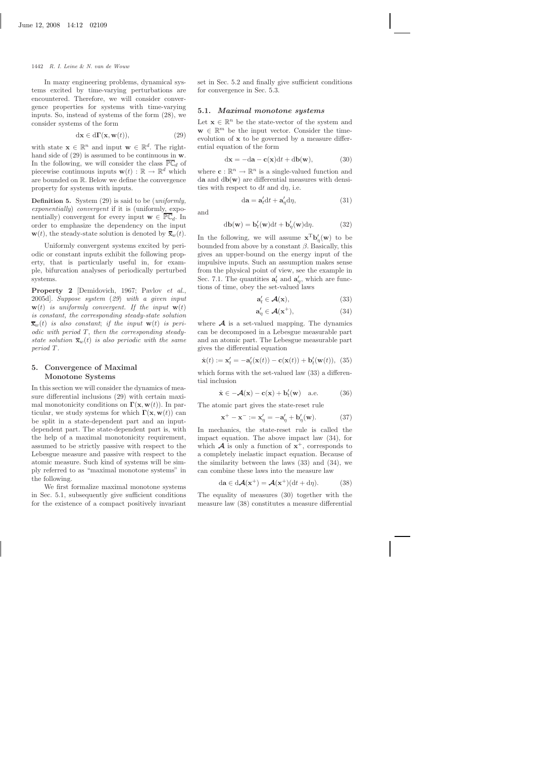In many engineering problems, dynamical systems excited by time-varying perturbations are encountered. Therefore, we will consider convergence properties for systems with time-varying inputs. So, instead of systems of the form (28), we consider systems of the form

$$\mathrm{d}\mathbf{x} \in \mathrm{d}\boldsymbol{\Gamma}(\mathbf{x}, \mathbf{w}(t)), \tag{29}$$

with state $\mathbf{x} \in \mathbb{R}^n$ and input $\mathbf{w} \in \mathbb{R}^d$. The right-hand side of (29) is assumed to be continuous in $\mathbf{w}$. In the following, we will consider the class $\overline{\mathbb{PC}}_d$ of piecewise continuous inputs $\mathbf{w}(t) : \mathbb{R} \to \mathbb{R}^d$ which are bounded on $\mathbb{R}$. Below we define the convergence property for systems with inputs.

**Definition 5.** System (29) is said to be (*uniformly, exponentially*) *convergent* if it is (uniformly, exponentially) convergent for every input $\mathbf{w} \in \overline{\mathbb{PC}}_d$. In order to emphasize the dependency on the input $\mathbf{w}(t)$, the steady-state solution is denoted by $\overline{\mathbf{x}}_w(t)$.

Uniformly convergent systems excited by periodic or constant inputs exhibit the following property, that is particularly useful in, for example, bifurcation analyses of periodically perturbed systems.

**Property 2** [Demidovich, 1967; Pavlov *et al.*, 2005d]. *Suppose system (29) with a given input $\mathbf{w}(t)$ is uniformly convergent. If the input $\mathbf{w}(t)$ is constant, the corresponding steady-state solution $\overline{\mathbf{x}}_w(t)$ is also constant; if the input $\mathbf{w}(t)$ is periodic with period $T$, then the corresponding steady-state solution $\overline{\mathbf{x}}_w(t)$ is also periodic with the same period $T$.*

## 5. Convergence of Maximal Monotone Systems

In this section we will consider the dynamics of measure differential inclusions (29) with certain maximal monotonicity conditions on $\boldsymbol{\Gamma}(\mathbf{x}, \mathbf{w}(t))$. In particular, we study systems for which $\boldsymbol{\Gamma}(\mathbf{x}, \mathbf{w}(t))$ can be split in a state-dependent part and an input-dependent part. The state-dependent part is, with the help of a maximal monotonicity requirement, assumed to be strictly passive with respect to the Lebesgue measure and passive with respect to the atomic measure. Such kind of systems will be simply referred to as "maximal monotone systems" in the following.

We first formalize maximal monotone systems in Sec. 5.1, subsequently give sufficient conditions for the existence of a compact positively invariant set in Sec. 5.2 and finally give sufficient conditions for convergence in Sec. 5.3.

### 5.1. *Maximal monotone systems*

Let $\mathbf{x} \in \mathbb{R}^n$ be the state-vector of the system and $\mathbf{w} \in \mathbb{R}^m$ be the input vector. Consider the time-evolution of $\mathbf{x}$ to be governed by a measure differential equation of the form

$$\mathrm{d}\mathbf{x} = -\mathrm{d}\mathbf{a} - \mathbf{c}(\mathbf{x})\mathrm{d}t + \mathrm{d}\mathbf{b}(\mathbf{w}), \tag{30}$$

where $\mathbf{c} : \mathbb{R}^n \to \mathbb{R}^n$ is a single-valued function and $\mathrm{d}\mathbf{a}$ and $\mathrm{d}\mathbf{b}(\mathbf{w})$ are differential measures with densities with respect to $\mathrm{d}t$ and $\mathrm{d}\eta$, i.e.

$$\mathrm{d}\mathbf{a} = \mathbf{a}'_t\mathrm{d}t + \mathbf{a}'_\eta\mathrm{d}\eta, \tag{31}$$

and

$$\mathrm{d}\mathbf{b}(\mathbf{w}) = \mathbf{b}'_t(\mathbf{w})\mathrm{d}t + \mathbf{b}'_\eta(\mathbf{w})\mathrm{d}\eta. \tag{32}$$

In the following, we will assume $\mathbf{x}^{\mathrm{T}}\mathbf{b}'_\eta(\mathbf{w})$ to be bounded from above by a constant $\beta$. Basically, this gives an upper-bound on the energy input of the impulsive inputs. Such an assumption makes sense from the physical point of view, see the example in Sec. 7.1. The quantities $\mathbf{a}'_t$ and $\mathbf{a}'_\eta$, which are functions of time, obey the set-valued laws

$$\mathbf{a}'_t \in \boldsymbol{\mathcal{A}}(\mathbf{x}), \tag{33}$$

$$\mathbf{a}'_\eta \in \boldsymbol{\mathcal{A}}(\mathbf{x}^+), \tag{34}$$

where $\boldsymbol{\mathcal{A}}$ is a set-valued mapping. The dynamics can be decomposed in a Lebesgue measurable part and an atomic part. The Lebesgue measurable part gives the differential equation

$$\dot{\mathbf{x}}(t) := \mathbf{x}'_t = -\mathbf{a}'_t(\mathbf{x}(t)) - \mathbf{c}(\mathbf{x}(t)) + \mathbf{b}'_t(\mathbf{w}(t)), \tag{35}$$

which forms with the set-valued law (33) a differential inclusion

$$\dot{\mathbf{x}} \in -\boldsymbol{\mathcal{A}}(\mathbf{x}) - \mathbf{c}(\mathbf{x}) + \mathbf{b}'_t(\mathbf{w}) \quad \text{a.e.} \tag{36}$$

The atomic part gives the state-reset rule

$$\mathbf{x}^+ - \mathbf{x}^- := \mathbf{x}'_\eta = -\mathbf{a}'_\eta + \mathbf{b}'_\eta(\mathbf{w}). \tag{37}$$

In mechanics, the state-reset rule is called the impact equation. The above impact law (34), for which $\boldsymbol{\mathcal{A}}$ is only a function of $\mathbf{x}^+$, corresponds to a completely inelastic impact equation. Because of the similarity between the laws (33) and (34), we can combine these laws into the measure law

$$\mathrm{d}\mathbf{a} \in \mathrm{d}\boldsymbol{\mathcal{A}}(\mathbf{x}^+) = \boldsymbol{\mathcal{A}}(\mathbf{x}^+)(\mathrm{d}t + \mathrm{d}\eta). \tag{38}$$

The equality of measures (30) together with the measure law (38) constitutes a measure differential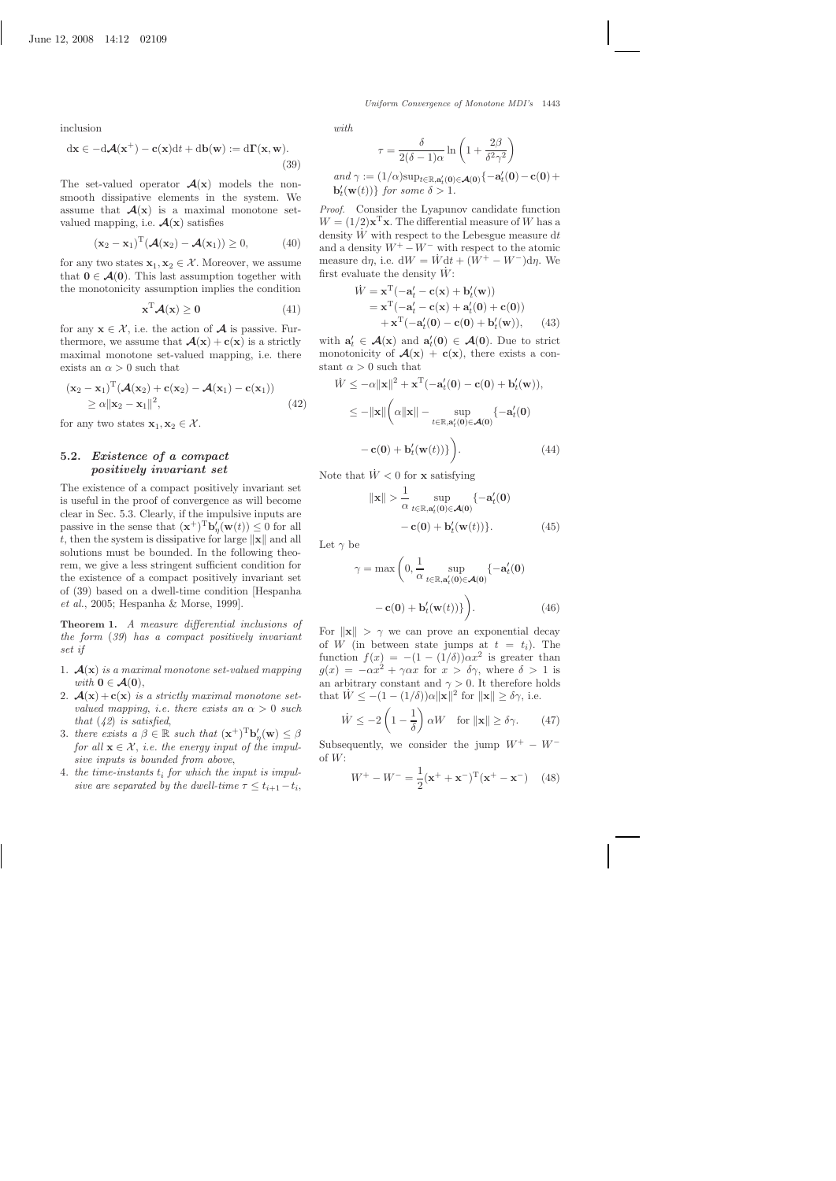inclusion

$$d\mathbf{x} \in -d\boldsymbol{\mathcal{A}}(\mathbf{x}^+) - \mathbf{c}(\mathbf{x})dt + d\mathbf{b}(\mathbf{w}) := d\boldsymbol{\Gamma}(\mathbf{x}, \mathbf{w}). \tag{39}$$

The set-valued operator $\boldsymbol{\mathcal{A}}(\mathbf{x})$ models the nonsmooth dissipative elements in the system. We assume that $\boldsymbol{\mathcal{A}}(\mathbf{x})$ is a maximal monotone set-valued mapping, i.e. $\boldsymbol{\mathcal{A}}(\mathbf{x})$ satisfies

$$(\mathbf{x}_2 - \mathbf{x}_1)^{\mathrm{T}}(\boldsymbol{\mathcal{A}}(\mathbf{x}_2) - \boldsymbol{\mathcal{A}}(\mathbf{x}_1)) \geq 0, \tag{40}$$

for any two states $\mathbf{x}_1, \mathbf{x}_2 \in \mathcal{X}$. Moreover, we assume that $\mathbf{0} \in \boldsymbol{\mathcal{A}}(\mathbf{0})$. This last assumption together with the monotonicity assumption implies the condition

$$\mathbf{x}^{\mathrm{T}}\boldsymbol{\mathcal{A}}(\mathbf{x}) \geq \mathbf{0} \tag{41}$$

for any $\mathbf{x} \in \mathcal{X}$, i.e. the action of $\boldsymbol{\mathcal{A}}$ is passive. Furthermore, we assume that $\boldsymbol{\mathcal{A}}(\mathbf{x}) + \mathbf{c}(\mathbf{x})$ is a strictly maximal monotone set-valued mapping, i.e. there exists an $\alpha > 0$ such that

$$(\mathbf{x}_2 - \mathbf{x}_1)^{\mathrm{T}}(\boldsymbol{\mathcal{A}}(\mathbf{x}_2) + \mathbf{c}(\mathbf{x}_2) - \boldsymbol{\mathcal{A}}(\mathbf{x}_1) - \mathbf{c}(\mathbf{x}_1)) \geq \alpha\|\mathbf{x}_2 - \mathbf{x}_1\|^2, \tag{42}$$

for any two states $\mathbf{x}_1, \mathbf{x}_2 \in \mathcal{X}$.

### 5.2. *Existence of a compact positively invariant set*

The existence of a compact positively invariant set is useful in the proof of convergence as will become clear in Sec. 5.3. Clearly, if the impulsive inputs are passive in the sense that $(\mathbf{x}^+)^{\mathrm{T}}\mathbf{b}'_\eta(\mathbf{w}(t)) \leq 0$ for all $t$, then the system is dissipative for large $\|\mathbf{x}\|$ and all solutions must be bounded. In the following theorem, we give a less stringent sufficient condition for the existence of a compact positively invariant set of (39) based on a dwell-time condition [Hespanha *et al.*, 2005; Hespanha & Morse, 1999].

**Theorem 1.** *A measure differential inclusions of the form (39) has a compact positively invariant set if*

1. $\boldsymbol{\mathcal{A}}(\mathbf{x})$ *is a maximal monotone set-valued mapping with* $\mathbf{0} \in \boldsymbol{\mathcal{A}}(\mathbf{0})$,
2. $\boldsymbol{\mathcal{A}}(\mathbf{x}) + \mathbf{c}(\mathbf{x})$ *is a strictly maximal monotone set-valued mapping, i.e. there exists an* $\alpha > 0$ *such that (42) is satisfied,*
3. *there exists a* $\beta \in \mathbb{R}$ *such that* $(\mathbf{x}^+)^{\mathrm{T}}\mathbf{b}'_\eta(\mathbf{w}) \leq \beta$ *for all* $\mathbf{x} \in \mathcal{X}$, *i.e. the energy input of the impulsive inputs is bounded from above,*
4. *the time-instants* $t_i$ *for which the input is impulsive are separated by the dwell-time* $\tau \leq t_{i+1} - t_i$, *with*

$$\tau = \frac{\delta}{2(\delta - 1)\alpha}\ln\left(1 + \frac{2\beta}{\delta^2\gamma^2}\right)$$

*and* $\gamma := (1/\alpha)\sup_{t\in\mathbb{R}, \mathbf{a}'_t(\mathbf{0})\in\boldsymbol{\mathcal{A}}(\mathbf{0})}\{-\mathbf{a}'_t(\mathbf{0}) - \mathbf{c}(\mathbf{0}) + \mathbf{b}'_t(\mathbf{w}(t))\}$ *for some* $\delta > 1$.

*Proof.* Consider the Lyapunov candidate function $W = (1/2)\mathbf{x}^{\mathrm{T}}\mathbf{x}$. The differential measure of $W$ has a density $\dot{W}$ with respect to the Lebesgue measure $dt$ and a density $W^+ - W^-$ with respect to the atomic measure $d\eta$, i.e. $dW = \dot{W}dt + (W^+ - W^-)d\eta$. We first evaluate the density $\dot{W}$:

$$\begin{aligned}\dot{W} &= \mathbf{x}^{\mathrm{T}}(-\mathbf{a}'_t - \mathbf{c}(\mathbf{x}) + \mathbf{b}'_t(\mathbf{w})) \\ &= \mathbf{x}^{\mathrm{T}}(-\mathbf{a}'_t - \mathbf{c}(\mathbf{x}) + \mathbf{a}'_t(\mathbf{0}) + \mathbf{c}(\mathbf{0})) \\ &\quad + \mathbf{x}^{\mathrm{T}}(-\mathbf{a}'_t(\mathbf{0}) - \mathbf{c}(\mathbf{0}) + \mathbf{b}'_t(\mathbf{w})),\end{aligned} \tag{43}$$

with $\mathbf{a}'_t \in \boldsymbol{\mathcal{A}}(\mathbf{x})$ and $\mathbf{a}'_t(\mathbf{0}) \in \boldsymbol{\mathcal{A}}(\mathbf{0})$. Due to strict monotonicity of $\boldsymbol{\mathcal{A}}(\mathbf{x}) + \mathbf{c}(\mathbf{x})$, there exists a constant $\alpha > 0$ such that

$$\begin{aligned}\dot{W} &\leq -\alpha\|\mathbf{x}\|^2 + \mathbf{x}^{\mathrm{T}}(-\mathbf{a}'_t(\mathbf{0}) - \mathbf{c}(\mathbf{0}) + \mathbf{b}'_t(\mathbf{w})), \\ &\leq -\|\mathbf{x}\|\Bigg(\alpha\|\mathbf{x}\| - \sup_{t\in\mathbb{R}, \mathbf{a}'_t(\mathbf{0})\in\boldsymbol{\mathcal{A}}(\mathbf{0})}\{-\mathbf{a}'_t(\mathbf{0}) \\ &\quad - \mathbf{c}(\mathbf{0}) + \mathbf{b}'_t(\mathbf{w}(t))\}\Bigg).\end{aligned} \tag{44}$$

Note that $\dot{W} < 0$ for $\mathbf{x}$ satisfying

$$\|\mathbf{x}\| > \frac{1}{\alpha}\sup_{t\in\mathbb{R}, \mathbf{a}'_t(\mathbf{0})\in\boldsymbol{\mathcal{A}}(\mathbf{0})}\{-\mathbf{a}'_t(\mathbf{0}) - \mathbf{c}(\mathbf{0}) + \mathbf{b}'_t(\mathbf{w}(t))\}. \tag{45}$$

Let $\gamma$ be

$$\gamma = \max\left(0, \frac{1}{\alpha}\sup_{t\in\mathbb{R}, \mathbf{a}'_t(\mathbf{0})\in\boldsymbol{\mathcal{A}}(\mathbf{0})}\{-\mathbf{a}'_t(\mathbf{0}) - \mathbf{c}(\mathbf{0}) + \mathbf{b}'_t(\mathbf{w}(t))\}\right). \tag{46}$$

For $\|\mathbf{x}\| > \gamma$ we can prove an exponential decay of $W$ (in between state jumps at $t = t_i$). The function $f(x) = -(1 - (1/\delta))\alpha x^2$ is greater than $g(x) = -\alpha x^2 + \gamma\alpha x$ for $x > \delta\gamma$, where $\delta > 1$ is an arbitrary constant and $\gamma > 0$. It therefore holds that $\dot{W} \leq -(1 - (1/\delta))\alpha\|\mathbf{x}\|^2$ for $\|\mathbf{x}\| \geq \delta\gamma$, i.e.

$$\dot{W} \leq -2\left(1 - \frac{1}{\delta}\right)\alpha W \quad \text{for } \|\mathbf{x}\| \geq \delta\gamma. \tag{47}$$

Subsequently, we consider the jump $W^+ - W^-$ of $W$:

$$W^+ - W^- = \frac{1}{2}(\mathbf{x}^+ + \mathbf{x}^-)^{\mathrm{T}}(\mathbf{x}^+ - \mathbf{x}^-) \tag{48}$$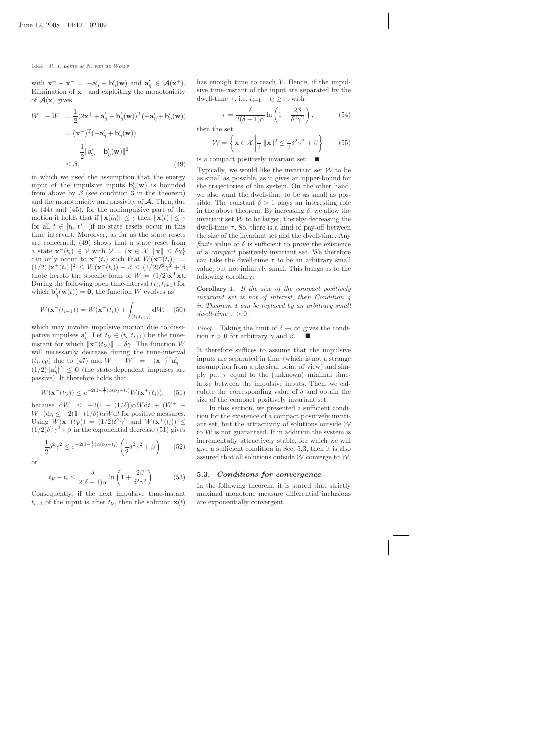with $\mathbf{x}^+ - \mathbf{x}^- = -\mathbf{a}'_\eta + \mathbf{b}'_\eta(\mathbf{w})$ and $\mathbf{a}'_\eta \in \boldsymbol{\mathcal{A}}(\mathbf{x}^+)$. Elimination of $\mathbf{x}^-$ and exploiting the monotonicity of $\boldsymbol{\mathcal{A}}(\mathbf{x})$ gives

$$
\begin{aligned}
W^+ - W^- &= \frac{1}{2}(2\mathbf{x}^+ + \mathbf{a}'_\eta - \mathbf{b}'_\eta(\mathbf{w}))^{\mathrm{T}}(-\mathbf{a}'_\eta + \mathbf{b}'_\eta(\mathbf{w})) \\
&= (\mathbf{x}^+)^{\mathrm{T}}(-\mathbf{a}'_\eta + \mathbf{b}'_\eta(\mathbf{w})) \\
&\quad - \frac{1}{2}\|\mathbf{a}'_\eta - \mathbf{b}'_\eta(\mathbf{w})\|^2 \\
&\leq \beta,
\end{aligned} \tag{49}
$$

in which we used the assumption that the energy input of the impulsive inputs $\mathbf{b}'_\eta(\mathbf{w})$ is bounded from above by $\beta$ (see condition 3 in the theorem) and the monotonicity and passivity of $\boldsymbol{\mathcal{A}}$. Then, due to (44) and (45), for the nonimpulsive part of the motion it holds that if $\|\mathbf{x}(t_0)\| \leq \gamma$ then $\|\mathbf{x}(t)\| \leq \gamma$ for all $t \in [t_0, t^*]$ (if no state resets occur in this time interval). Moreover, as far as the state resets are concerned, (49) shows that a state reset from a state $\mathbf{x}^-(t_i) \in \mathcal{V}$ with $\mathcal{V} = \{\mathbf{x} \in \mathcal{X} \,|\, \|\mathbf{x}\| \leq \delta\gamma\}$ can only occur to $\mathbf{x}^+(t_i)$ such that $W(\mathbf{x}^+(t_i)) := (1/2)\|\mathbf{x}^+(t_i)\|^2 \leq W(\mathbf{x}^-(t_i)) + \beta \leq (1/2)\delta^2\gamma^2 + \beta$ (note hereto the specific form of $W = (1/2)\mathbf{x}^{\mathrm{T}}\mathbf{x}$). During the following open time-interval $(t_i, t_{i+1})$ for which $\mathbf{b}'_\eta(\mathbf{w}(t)) = \mathbf{0}$, the function $W$ evolves as

$$
W(\mathbf{x}^-(t_{i+1})) = W(\mathbf{x}^+(t_i)) + \int_{(t_i, t_{i+1})} \mathrm{d}W, \tag{50}
$$

which may involve impulsive motion due to dissipative impulses $\mathbf{a}'_\eta$. Let $t_\mathcal{V} \in (t_i, t_{i+1})$ be the time-instant for which $\|\mathbf{x}^-(t_\mathcal{V})\| = \delta\gamma$. The function $W$ will necessarily decrease during the time-interval $(t_i, t_\mathcal{V})$ due to (47) and $W^+ - W^- = -(\mathbf{x}^+)^{\mathrm{T}}\mathbf{a}'_\eta - (1/2)\|\mathbf{a}'_\eta\|^2 \leq 0$ (the state-dependent impulses are passive). It therefore holds that

$$
W(\mathbf{x}^-(t_\mathcal{V})) \leq e^{-2(1-\frac{1}{\delta})\alpha(t_\mathcal{V} - t_i)} W(\mathbf{x}^+(t_i)), \tag{51}
$$

because $\mathrm{d}W \leq -2(1 - (1/\delta))\alpha W \mathrm{d}t + (W^+ - W^-)\mathrm{d}\eta \leq -2(1-(1/\delta))\alpha W \mathrm{d}t$ for positive measures. Using $W(\mathbf{x}^-(t_\mathcal{V})) = (1/2)\delta^2\gamma^2$ and $W(\mathbf{x}^+(t_i)) \leq (1/2)\delta^2\gamma^2 + \beta$ in the exponential decrease (51) gives

$$
\frac{1}{2}\delta^2\gamma^2 \leq e^{-2(1-\frac{1}{\delta})\alpha(t_\mathcal{V} - t_i)} \left(\frac{1}{2}\delta^2\gamma^2 + \beta\right) \tag{52}
$$

or

$$
t_\mathcal{V} - t_i \leq \frac{\delta}{2(\delta - 1)\alpha} \ln\left(1 + \frac{2\beta}{\delta^2\gamma^2}\right). \tag{53}
$$

Consequently, if the next impulsive time-instant $t_{i+1}$ of the input is after $t_\mathcal{V}$, then the solution $\mathbf{x}(t)$ has enough time to reach $\mathcal{V}$. Hence, if the impulsive time-instant of the input are separated by the dwell-time $\tau$, i.e. $t_{i+1} - t_i \geq \tau$, with

$$
\tau = \frac{\delta}{2(\delta - 1)\alpha} \ln\left(1 + \frac{2\beta}{\delta^2\gamma^2}\right), \tag{54}
$$

then the set

$$
\mathcal{W} = \left\{\mathbf{x} \in \mathcal{X} \,\middle|\, \frac{1}{2}\|\mathbf{x}\|^2 \leq \frac{1}{2}\delta^2\gamma^2 + \beta\right\} \tag{55}
$$

is a compact positively invariant set. ■

Typically, we would like the invariant set $\mathcal{W}$ to be as small as possible, as it gives an upper-bound for the trajectories of the system. On the other hand, we also want the dwell-time to be as small as possible. The constant $\delta > 1$ plays an interesting role in the above theorem. By increasing $\delta$, we allow the invariant set $\mathcal{W}$ to be larger, thereby decreasing the dwell-time $\tau$. So, there is a kind of pay-off between the size of the invariant set and the dwell-time. Any *finite* value of $\delta$ is sufficient to prove the existence of a *compact* positively invariant set. We therefore can take the dwell-time $\tau$ to be an arbitrary small value, but not infinitely small. This brings us to the following corollary:

**Corollary 1.** *If the size of the compact positively invariant set is not of interest, then Condition 4 in Theorem 1 can be replaced by an arbitrary small dwell-time* $\tau > 0$.

*Proof.* Taking the limit of $\delta \to \infty$ gives the condition $\tau > 0$ for arbitrary $\gamma$ and $\beta$. ■

It therefore suffices to assume that the impulsive inputs are separated in time (which is not a strange assumption from a physical point of view) and simply put $\tau$ equal to the (unknown) minimal time-lapse between the impulsive inputs. Then, we calculate the corresponding value of $\delta$ and obtain the size of the compact positively invariant set.

In this section, we presented a sufficient condition for the existence of a compact positively invariant set, but the attractivity of solutions outside $\mathcal{W}$ to $\mathcal{W}$ is not guaranteed. If in addition the system is incrementally attractively stable, for which we will give a sufficient condition in Sec. 5.3, then it is also assured that all solutions outside $\mathcal{W}$ converge to $\mathcal{W}$.

### 5.3. *Conditions for convergence*

In the following theorem, it is stated that strictly maximal monotone measure differential inclusions are exponentially convergent.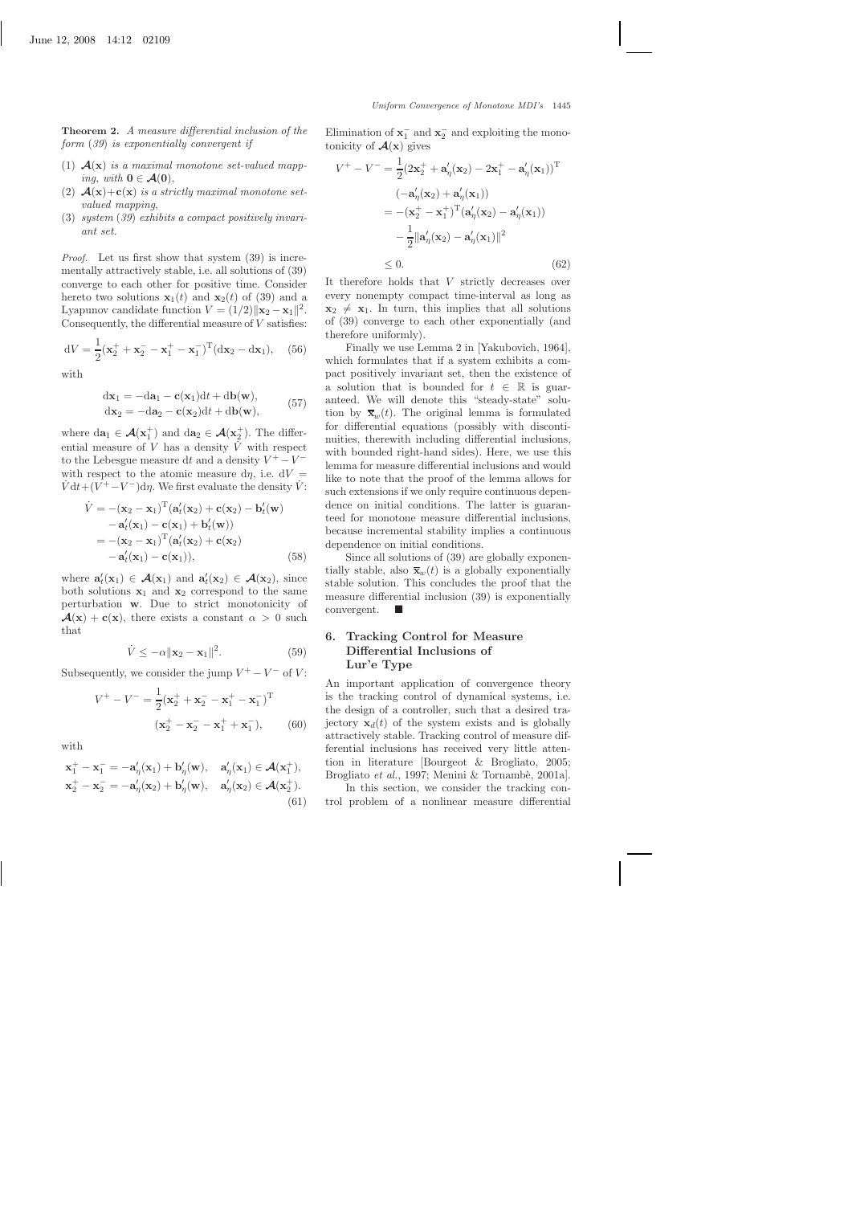**Theorem 2.** *A measure differential inclusion of the form (39) is exponentially convergent if*

1. $\boldsymbol{\mathcal{A}}(\mathbf{x})$ *is a maximal monotone set-valued mapping, with* $\mathbf{0} \in \boldsymbol{\mathcal{A}}(\mathbf{0})$,
2. $\boldsymbol{\mathcal{A}}(\mathbf{x})+\mathbf{c}(\mathbf{x})$ *is a strictly maximal monotone set-valued mapping,*
3. *system (39) exhibits a compact positively invariant set.*

*Proof.* Let us first show that system (39) is incrementally attractively stable, i.e. all solutions of (39) converge to each other for positive time. Consider hereto two solutions $\mathbf{x}_1(t)$ and $\mathbf{x}_2(t)$ of (39) and a Lyapunov candidate function $V = (1/2)\|\mathbf{x}_2 - \mathbf{x}_1\|^2$. Consequently, the differential measure of $V$ satisfies:

$$\mathrm{d}V = \frac{1}{2}(\mathbf{x}_2^+ + \mathbf{x}_2^- - \mathbf{x}_1^+ - \mathbf{x}_1^-)^{\mathrm{T}}(\mathrm{d}\mathbf{x}_2 - \mathrm{d}\mathbf{x}_1), \quad (56)$$

with

$$\begin{aligned} \mathrm{d}\mathbf{x}_1 &= -\mathrm{d}\mathbf{a}_1 - \mathbf{c}(\mathbf{x}_1)\mathrm{d}t + \mathrm{d}\mathbf{b}(\mathbf{w}), \\ \mathrm{d}\mathbf{x}_2 &= -\mathrm{d}\mathbf{a}_2 - \mathbf{c}(\mathbf{x}_2)\mathrm{d}t + \mathrm{d}\mathbf{b}(\mathbf{w}), \end{aligned} \quad (57)$$

where $\mathrm{d}\mathbf{a}_1 \in \boldsymbol{\mathcal{A}}(\mathbf{x}_1^+)$ and $\mathrm{d}\mathbf{a}_2 \in \boldsymbol{\mathcal{A}}(\mathbf{x}_2^+)$. The differential measure of $V$ has a density $\dot{V}$ with respect to the Lebesgue measure $\mathrm{d}t$ and a density $V^+ - V^-$ with respect to the atomic measure $\mathrm{d}\eta$, i.e. $\mathrm{d}V = \dot{V}\mathrm{d}t + (V^+ - V^-)\mathrm{d}\eta$. We first evaluate the density $\dot{V}$:

$$\begin{aligned} \dot{V} &= -(\mathbf{x}_2 - \mathbf{x}_1)^{\mathrm{T}}(\mathbf{a}'_t(\mathbf{x}_2) + \mathbf{c}(\mathbf{x}_2) - \mathbf{b}'_t(\mathbf{w}) \\ &\quad - \mathbf{a}'_t(\mathbf{x}_1) - \mathbf{c}(\mathbf{x}_1) + \mathbf{b}'_t(\mathbf{w})) \\ &= -(\mathbf{x}_2 - \mathbf{x}_1)^{\mathrm{T}}(\mathbf{a}'_t(\mathbf{x}_2) + \mathbf{c}(\mathbf{x}_2) \\ &\quad - \mathbf{a}'_t(\mathbf{x}_1) - \mathbf{c}(\mathbf{x}_1)), \end{aligned} \quad (58)$$

where $\mathbf{a}'_t(\mathbf{x}_1) \in \boldsymbol{\mathcal{A}}(\mathbf{x}_1)$ and $\mathbf{a}'_t(\mathbf{x}_2) \in \boldsymbol{\mathcal{A}}(\mathbf{x}_2)$, since both solutions $\mathbf{x}_1$ and $\mathbf{x}_2$ correspond to the same perturbation $\mathbf{w}$. Due to strict monotonicity of $\boldsymbol{\mathcal{A}}(\mathbf{x}) + \mathbf{c}(\mathbf{x})$, there exists a constant $\alpha > 0$ such that

$$\dot{V} \leq -\alpha\|\mathbf{x}_2 - \mathbf{x}_1\|^2. \quad (59)$$

Subsequently, we consider the jump $V^+ - V^-$ of $V$:

$$\begin{aligned} V^+ - V^- &= \frac{1}{2}(\mathbf{x}_2^+ + \mathbf{x}_2^- - \mathbf{x}_1^+ - \mathbf{x}_1^-)^{\mathrm{T}} \\ &\quad (\mathbf{x}_2^+ - \mathbf{x}_2^- - \mathbf{x}_1^+ + \mathbf{x}_1^-), \end{aligned} \quad (60)$$

with

$$\begin{aligned} \mathbf{x}_1^+ - \mathbf{x}_1^- &= -\mathbf{a}'_\eta(\mathbf{x}_1) + \mathbf{b}'_\eta(\mathbf{w}), \quad \mathbf{a}'_\eta(\mathbf{x}_1) \in \boldsymbol{\mathcal{A}}(\mathbf{x}_1^+), \\ \mathbf{x}_2^+ - \mathbf{x}_2^- &= -\mathbf{a}'_\eta(\mathbf{x}_2) + \mathbf{b}'_\eta(\mathbf{w}), \quad \mathbf{a}'_\eta(\mathbf{x}_2) \in \boldsymbol{\mathcal{A}}(\mathbf{x}_2^+). \end{aligned} \quad (61)$$

Elimination of $\mathbf{x}_1^-$ and $\mathbf{x}_2^-$ and exploiting the monotonicity of $\boldsymbol{\mathcal{A}}(\mathbf{x})$ gives

$$\begin{aligned} V^+ - V^- &= \frac{1}{2}(2\mathbf{x}_2^+ + \mathbf{a}'_\eta(\mathbf{x}_2) - 2\mathbf{x}_1^+ - \mathbf{a}'_\eta(\mathbf{x}_1))^{\mathrm{T}} \\ &\quad (-\mathbf{a}'_\eta(\mathbf{x}_2) + \mathbf{a}'_\eta(\mathbf{x}_1)) \\ &= -(\mathbf{x}_2^+ - \mathbf{x}_1^+)^{\mathrm{T}}(\mathbf{a}'_\eta(\mathbf{x}_2) - \mathbf{a}'_\eta(\mathbf{x}_1)) \\ &\quad - \frac{1}{2}\|\mathbf{a}'_\eta(\mathbf{x}_2) - \mathbf{a}'_\eta(\mathbf{x}_1)\|^2 \\ &\leq 0. \end{aligned} \quad (62)$$

It therefore holds that $V$ strictly decreases over every nonempty compact time-interval as long as $\mathbf{x}_2 \neq \mathbf{x}_1$. In turn, this implies that all solutions of (39) converge to each other exponentially (and therefore uniformly).

Finally we use Lemma 2 in [Yakubovich, 1964], which formulates that if a system exhibits a compact positively invariant set, then the existence of a solution that is bounded for $t \in \mathbb{R}$ is guaranteed. We will denote this "steady-state" solution by $\bar{\mathbf{x}}_w(t)$. The original lemma is formulated for differential equations (possibly with discontinuities, therewith including differential inclusions, with bounded right-hand sides). Here, we use this lemma for measure differential inclusions and would like to note that the proof of the lemma allows for such extensions if we only require continuous dependence on initial conditions. The latter is guaranteed for monotone measure differential inclusions, because incremental stability implies a continuous dependence on initial conditions.

Since all solutions of (39) are globally exponentially stable, also $\bar{\mathbf{x}}_w(t)$ is a globally exponentially stable solution. This concludes the proof that the measure differential inclusion (39) is exponentially convergent. ■

## 6. Tracking Control for Measure Differential Inclusions of Lur'e Type

An important application of convergence theory is the tracking control of dynamical systems, i.e. the design of a controller, such that a desired trajectory $\mathbf{x}_d(t)$ of the system exists and is globally attractively stable. Tracking control of measure differential inclusions has received very little attention in literature [Bourgeot & Brogliato, 2005; Brogliato *et al.*, 1997; Menini & Tornambè, 2001a].

In this section, we consider the tracking control problem of a nonlinear measure differential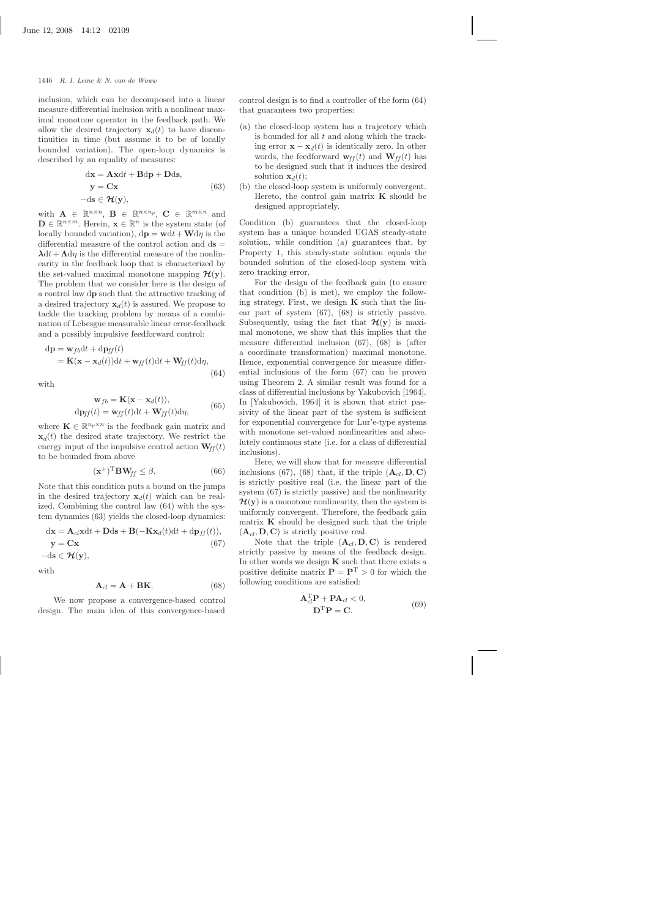inclusion, which can be decomposed into a linear measure differential inclusion with a nonlinear maximal monotone operator in the feedback path. We allow the desired trajectory $\mathbf{x}_d(t)$ to have discontinuities in time (but assume it to be of locally bounded variation). The open-loop dynamics is described by an equality of measures:

$$
\begin{aligned}
d\mathbf{x} &= \mathbf{A}\mathbf{x}dt + \mathbf{B}d\mathbf{p} + \mathbf{D}d\mathbf{s}, \\
\mathbf{y} &= \mathbf{C}\mathbf{x} \\
-d\mathbf{s} &\in \boldsymbol{\mathcal{H}}(\mathbf{y}),
\end{aligned}
\tag{63}
$$

with $\mathbf{A} \in \mathbb{R}^{n\times n}$, $\mathbf{B} \in \mathbb{R}^{n\times n_p}$, $\mathbf{C} \in \mathbb{R}^{m\times n}$ and $\mathbf{D} \in \mathbb{R}^{n\times m}$. Herein, $\mathbf{x} \in \mathbb{R}^n$ is the system state (of locally bounded variation), $d\mathbf{p} = \mathbf{w}dt + \mathbf{W}d\eta$ is the differential measure of the control action and $d\mathbf{s} = \boldsymbol{\lambda}dt + \boldsymbol{\Lambda}d\eta$ is the differential measure of the nonlinearity in the feedback loop that is characterized by the set-valued maximal monotone mapping $\boldsymbol{\mathcal{H}}(\mathbf{y})$. The problem that we consider here is the design of a control law $d\mathbf{p}$ such that the attractive tracking of a desired trajectory $\mathbf{x}_d(t)$ is assured. We propose to tackle the tracking problem by means of a combination of Lebesgue measurable linear error-feedback and a possibly impulsive feedforward control:

$$
\begin{aligned}
d\mathbf{p} &= \mathbf{w}_{fb}dt + d\mathbf{p}_{ff}(t) \\
&= \mathbf{K}(\mathbf{x} - \mathbf{x}_d(t))dt + \mathbf{w}_{ff}(t)dt + \mathbf{W}_{ff}(t)d\eta,
\end{aligned}
\tag{64}
$$

with

$$
\begin{aligned}
\mathbf{w}_{fb} &= \mathbf{K}(\mathbf{x} - \mathbf{x}_d(t)), \\
d\mathbf{p}_{ff}(t) &= \mathbf{w}_{ff}(t)dt + \mathbf{W}_{ff}(t)d\eta,
\end{aligned}
\tag{65}
$$

where $\mathbf{K} \in \mathbb{R}^{n_p\times n}$ is the feedback gain matrix and $\mathbf{x}_d(t)$ the desired state trajectory. We restrict the energy input of the impulsive control action $\mathbf{W}_{ff}(t)$ to be bounded from above

$$
(\mathbf{x}^+)^{\mathrm{T}}\mathbf{B}\mathbf{W}_{ff} \leq \beta. \tag{66}
$$

Note that this condition puts a bound on the jumps in the desired trajectory $\mathbf{x}_d(t)$ which can be realized. Combining the control law (64) with the system dynamics (63) yields the closed-loop dynamics:

$$
\begin{aligned}
d\mathbf{x} &= \mathbf{A}_{cl}\mathbf{x}dt + \mathbf{D}d\mathbf{s} + \mathbf{B}(-\mathbf{K}\mathbf{x}_d(t)dt + d\mathbf{p}_{ff}(t)), \\
\mathbf{y} &= \mathbf{C}\mathbf{x} \\
-d\mathbf{s} &\in \boldsymbol{\mathcal{H}}(\mathbf{y}),
\end{aligned}
\tag{67}
$$

with

$$
\mathbf{A}_{cl} = \mathbf{A} + \mathbf{B}\mathbf{K}. \tag{68}
$$

We now propose a convergence-based control design. The main idea of this convergence-based control design is to find a controller of the form (64) that guarantees two properties:

(a) the closed-loop system has a trajectory which is bounded for all $t$ and along which the tracking error $\mathbf{x} - \mathbf{x}_d(t)$ is identically zero. In other words, the feedforward $\mathbf{w}_{ff}(t)$ and $\mathbf{W}_{ff}(t)$ has to be designed such that it induces the desired solution $\mathbf{x}_d(t)$;

(b) the closed-loop system is uniformly convergent. Hereto, the control gain matrix $\mathbf{K}$ should be designed appropriately.

Condition (b) guarantees that the closed-loop system has a unique bounded UGAS steady-state solution, while condition (a) guarantees that, by Property 1, this steady-state solution equals the bounded solution of the closed-loop system with zero tracking error.

For the design of the feedback gain (to ensure that condition (b) is met), we employ the following strategy. First, we design $\mathbf{K}$ such that the linear part of system (67), (68) is strictly passive. Subsequently, using the fact that $\boldsymbol{\mathcal{H}}(\mathbf{y})$ is maximal monotone, we show that this implies that the measure differential inclusion (67), (68) is (after a coordinate transformation) maximal monotone. Hence, exponential convergence for measure differential inclusions of the form (67) can be proven using Theorem 2. A similar result was found for a class of differential inclusions by Yakubovich [1964]. In [Yakubovich, 1964] it is shown that strict passivity of the linear part of the system is sufficient for exponential convergence for Lur'e-type systems with monotone set-valued nonlinearities and absolutely continuous state (i.e. for a class of differential inclusions).

Here, we will show that for *measure* differential inclusions (67), (68) that, if the triple $(\mathbf{A}_{cl}, \mathbf{D}, \mathbf{C})$ is strictly positive real (i.e. the linear part of the system (67) is strictly passive) and the nonlinearity $\boldsymbol{\mathcal{H}}(\mathbf{y})$ is a monotone nonlinearity, then the system is uniformly convergent. Therefore, the feedback gain matrix $\mathbf{K}$ should be designed such that the triple $(\mathbf{A}_{cl}, \mathbf{D}, \mathbf{C})$ is strictly positive real.

Note that the triple $(\mathbf{A}_{cl}, \mathbf{D}, \mathbf{C})$ is rendered strictly passive by means of the feedback design. In other words we design $\mathbf{K}$ such that there exists a positive definite matrix $\mathbf{P} = \mathbf{P}^{\mathrm{T}} > 0$ for which the following conditions are satisfied:

$$
\begin{aligned}
\mathbf{A}_{cl}^{\mathrm{T}}\mathbf{P} + \mathbf{P}\mathbf{A}_{cl} &< 0, \\
\mathbf{D}^{\mathrm{T}}\mathbf{P} &= \mathbf{C}.
\end{aligned}
\tag{69}
$$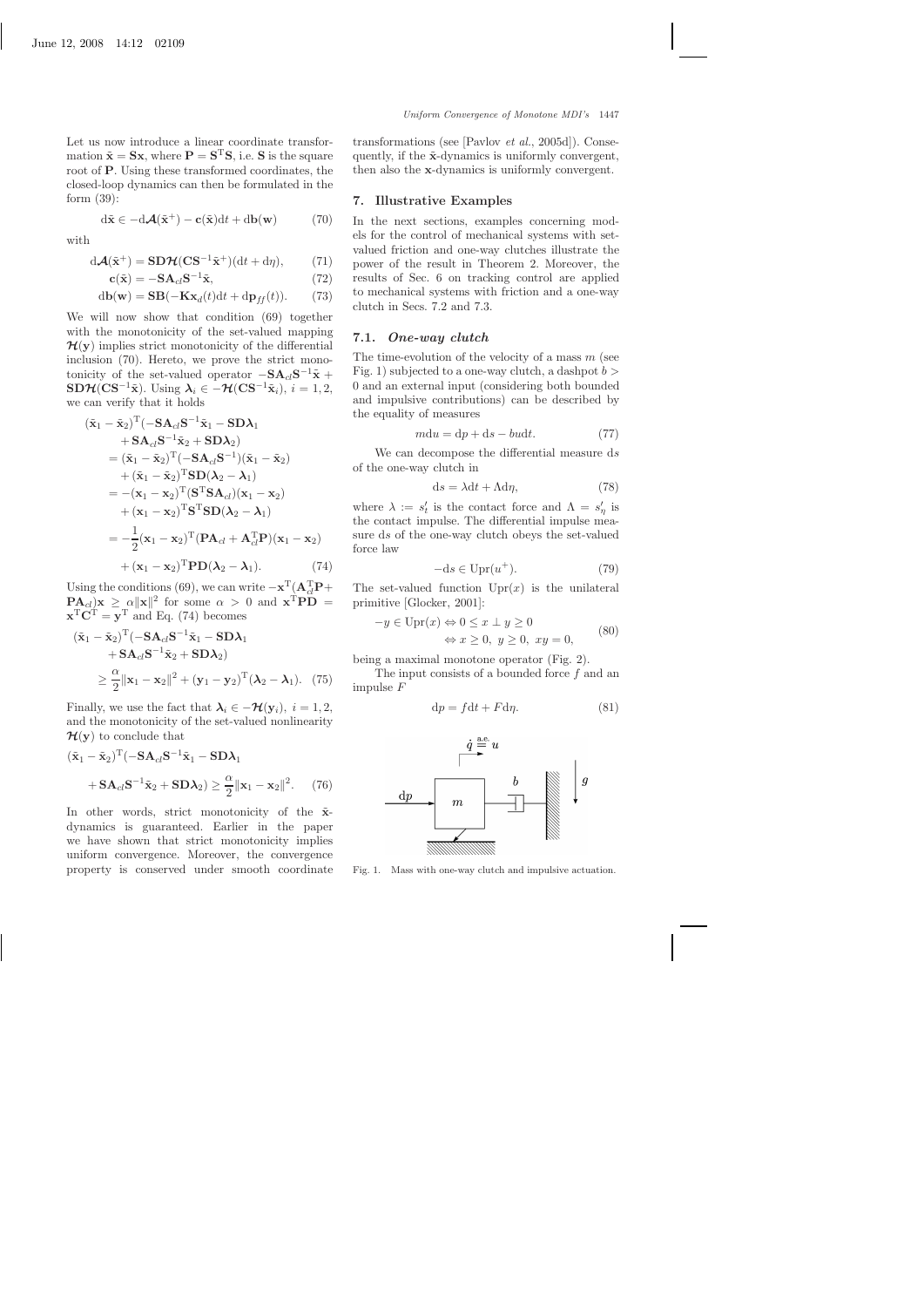Let us now introduce a linear coordinate transformation $\tilde{\mathbf{x}} = \mathbf{S}\mathbf{x}$, where $\mathbf{P} = \mathbf{S}^{\mathrm{T}}\mathbf{S}$, i.e. $\mathbf{S}$ is the square root of $\mathbf{P}$. Using these transformed coordinates, the closed-loop dynamics can then be formulated in the form (39):

$$\mathrm{d}\tilde{\mathbf{x}} \in -\mathrm{d}\boldsymbol{\mathcal{A}}(\tilde{\mathbf{x}}^+) - \mathbf{c}(\tilde{\mathbf{x}})\mathrm{d}t + \mathrm{d}\mathbf{b}(\mathbf{w}) \tag{70}$$

with

$$\mathrm{d}\boldsymbol{\mathcal{A}}(\tilde{\mathbf{x}}^+) = \mathbf{S}\mathbf{D}\boldsymbol{\mathcal{H}}(\mathbf{C}\mathbf{S}^{-1}\tilde{\mathbf{x}}^+)(\mathrm{d}t + \mathrm{d}\eta), \tag{71}$$

$$\mathbf{c}(\tilde{\mathbf{x}}) = -\mathbf{S}\mathbf{A}_{cl}\mathbf{S}^{-1}\tilde{\mathbf{x}}, \tag{72}$$

$$\mathrm{d}\mathbf{b}(\mathbf{w}) = \mathbf{S}\mathbf{B}(-\mathbf{K}\mathbf{x}_d(t)\mathrm{d}t + \mathrm{d}\mathbf{p}_{ff}(t)). \tag{73}$$

We will now show that condition (69) together with the monotonicity of the set-valued mapping $\boldsymbol{\mathcal{H}}(\mathbf{y})$ implies strict monotonicity of the differential inclusion (70). Hereto, we prove the strict monotonicity of the set-valued operator $-\mathbf{S}\mathbf{A}_{cl}\mathbf{S}^{-1}\tilde{\mathbf{x}} + \mathbf{S}\mathbf{D}\boldsymbol{\mathcal{H}}(\mathbf{C}\mathbf{S}^{-1}\tilde{\mathbf{x}})$. Using $\boldsymbol{\lambda}_i \in -\boldsymbol{\mathcal{H}}(\mathbf{C}\mathbf{S}^{-1}\tilde{\mathbf{x}}_i)$, $i = 1, 2$, we can verify that it holds

$$\begin{aligned}
&(\tilde{\mathbf{x}}_1 - \tilde{\mathbf{x}}_2)^{\mathrm{T}}(-\mathbf{S}\mathbf{A}_{cl}\mathbf{S}^{-1}\tilde{\mathbf{x}}_1 - \mathbf{S}\mathbf{D}\boldsymbol{\lambda}_1 \\
&\quad + \mathbf{S}\mathbf{A}_{cl}\mathbf{S}^{-1}\tilde{\mathbf{x}}_2 + \mathbf{S}\mathbf{D}\boldsymbol{\lambda}_2) \\
&= (\tilde{\mathbf{x}}_1 - \tilde{\mathbf{x}}_2)^{\mathrm{T}}(-\mathbf{S}\mathbf{A}_{cl}\mathbf{S}^{-1})(\tilde{\mathbf{x}}_1 - \tilde{\mathbf{x}}_2) \\
&\quad + (\tilde{\mathbf{x}}_1 - \tilde{\mathbf{x}}_2)^{\mathrm{T}}\mathbf{S}\mathbf{D}(\boldsymbol{\lambda}_2 - \boldsymbol{\lambda}_1) \\
&= -(\mathbf{x}_1 - \mathbf{x}_2)^{\mathrm{T}}(\mathbf{S}^{\mathrm{T}}\mathbf{S}\mathbf{A}_{cl})(\mathbf{x}_1 - \mathbf{x}_2) \\
&\quad + (\mathbf{x}_1 - \mathbf{x}_2)^{\mathrm{T}}\mathbf{S}^{\mathrm{T}}\mathbf{S}\mathbf{D}(\boldsymbol{\lambda}_2 - \boldsymbol{\lambda}_1) \\
&= -\frac{1}{2}(\mathbf{x}_1 - \mathbf{x}_2)^{\mathrm{T}}(\mathbf{P}\mathbf{A}_{cl} + \mathbf{A}_{cl}^{\mathrm{T}}\mathbf{P})(\mathbf{x}_1 - \mathbf{x}_2) \\
&\quad + (\mathbf{x}_1 - \mathbf{x}_2)^{\mathrm{T}}\mathbf{P}\mathbf{D}(\boldsymbol{\lambda}_2 - \boldsymbol{\lambda}_1).
\end{aligned} \tag{74}$$

Using the conditions (69), we can write $-\mathbf{x}^{\mathrm{T}}(\mathbf{A}_{cl}^{\mathrm{T}}\mathbf{P} + \mathbf{P}\mathbf{A}_{cl})\mathbf{x} \geq \alpha\|\mathbf{x}\|^2$ for some $\alpha > 0$ and $\mathbf{x}^{\mathrm{T}}\mathbf{P}\mathbf{D} = \mathbf{x}^{\mathrm{T}}\mathbf{C}^{\mathrm{T}} = \mathbf{y}^{\mathrm{T}}$ and Eq. (74) becomes

$$\begin{aligned}
&(\tilde{\mathbf{x}}_1 - \tilde{\mathbf{x}}_2)^{\mathrm{T}}(-\mathbf{S}\mathbf{A}_{cl}\mathbf{S}^{-1}\tilde{\mathbf{x}}_1 - \mathbf{S}\mathbf{D}\boldsymbol{\lambda}_1 \\
&\quad + \mathbf{S}\mathbf{A}_{cl}\mathbf{S}^{-1}\tilde{\mathbf{x}}_2 + \mathbf{S}\mathbf{D}\boldsymbol{\lambda}_2) \\
&\geq \frac{\alpha}{2}\|\mathbf{x}_1 - \mathbf{x}_2\|^2 + (\mathbf{y}_1 - \mathbf{y}_2)^{\mathrm{T}}(\boldsymbol{\lambda}_2 - \boldsymbol{\lambda}_1).
\end{aligned} \tag{75}$$

Finally, we use the fact that $\boldsymbol{\lambda}_i \in -\boldsymbol{\mathcal{H}}(\mathbf{y}_i)$, $i = 1, 2$, and the monotonicity of the set-valued nonlinearity $\boldsymbol{\mathcal{H}}(\mathbf{y})$ to conclude that

$$\begin{aligned}
&(\tilde{\mathbf{x}}_1 - \tilde{\mathbf{x}}_2)^{\mathrm{T}}(-\mathbf{S}\mathbf{A}_{cl}\mathbf{S}^{-1}\tilde{\mathbf{x}}_1 - \mathbf{S}\mathbf{D}\boldsymbol{\lambda}_1 \\
&\quad + \mathbf{S}\mathbf{A}_{cl}\mathbf{S}^{-1}\tilde{\mathbf{x}}_2 + \mathbf{S}\mathbf{D}\boldsymbol{\lambda}_2) \geq \frac{\alpha}{2}\|\mathbf{x}_1 - \mathbf{x}_2\|^2.
\end{aligned} \tag{76}$$

In other words, strict monotonicity of the $\tilde{\mathbf{x}}$-dynamics is guaranteed. Earlier in the paper we have shown that strict monotonicity implies uniform convergence. Moreover, the convergence property is conserved under smooth coordinate transformations (see [Pavlov *et al.*, 2005d]). Consequently, if the $\tilde{\mathbf{x}}$-dynamics is uniformly convergent, then also the $\mathbf{x}$-dynamics is uniformly convergent.

## 7. Illustrative Examples

In the next sections, examples concerning models for the control of mechanical systems with set-valued friction and one-way clutches illustrate the power of the result in Theorem 2. Moreover, the results of Sec. 6 on tracking control are applied to mechanical systems with friction and a one-way clutch in Secs. 7.2 and 7.3.

### 7.1. *One-way clutch*

The time-evolution of the velocity of a mass $m$ (see Fig. 1) subjected to a one-way clutch, a dashpot $b > 0$ and an external input (considering both bounded and impulsive contributions) can be described by the equality of measures

$$m\mathrm{d}u = \mathrm{d}p + \mathrm{d}s - bu\mathrm{d}t. \tag{77}$$

We can decompose the differential measure $\mathrm{d}s$ of the one-way clutch in

$$\mathrm{d}s = \lambda\mathrm{d}t + \Lambda\mathrm{d}\eta, \tag{78}$$

where $\lambda := s'_t$ is the contact force and $\Lambda = s'_\eta$ is the contact impulse. The differential impulse measure $\mathrm{d}s$ of the one-way clutch obeys the set-valued force law

$$-\mathrm{d}s \in \mathrm{Upr}(u^+). \tag{79}$$

The set-valued function $\mathrm{Upr}(x)$ is the unilateral primitive [Glocker, 2001]:

$$\begin{aligned}
-y \in \mathrm{Upr}(x) &\Leftrightarrow 0 \leq x \perp y \geq 0 \\
&\Leftrightarrow x \geq 0,\ y \geq 0,\ xy = 0,
\end{aligned} \tag{80}$$

being a maximal monotone operator (Fig. 2).

The input consists of a bounded force $f$ and an impulse $F$

$$\mathrm{d}p = f\mathrm{d}t + F\mathrm{d}\eta. \tag{81}$$

Fig. 1. Mass with one-way clutch and impulsive actuation.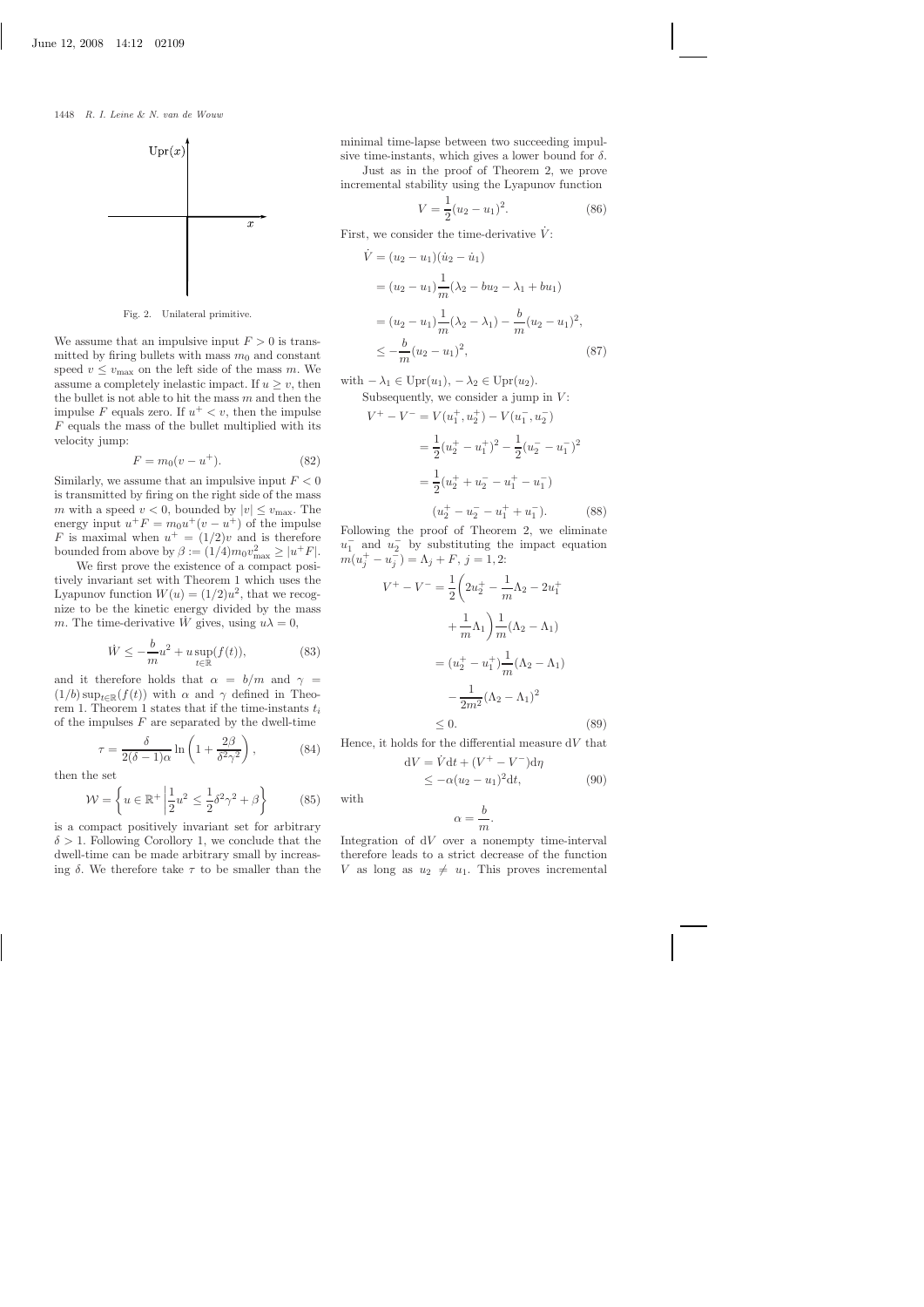Fig. 2. Unilateral primitive.

We assume that an impulsive input $F > 0$ is transmitted by firing bullets with mass $m_0$ and constant speed $v \leq v_{\max}$ on the left side of the mass $m$. We assume a completely inelastic impact. If $u \geq v$, then the bullet is not able to hit the mass $m$ and then the impulse $F$ equals zero. If $u^+ < v$, then the impulse $F$ equals the mass of the bullet multiplied with its velocity jump:

$$F = m_0(v - u^+). \tag{82}$$

Similarly, we assume that an impulsive input $F < 0$ is transmitted by firing on the right side of the mass $m$ with a speed $v < 0$, bounded by $|v| \leq v_{\max}$. The energy input $u^+F = m_0 u^+(v - u^+)$ of the impulse $F$ is maximal when $u^+ = (1/2)v$ and is therefore bounded from above by $\beta := (1/4)m_0 v_{\max}^2 \geq |u^+F|$.

We first prove the existence of a compact positively invariant set with Theorem 1 which uses the Lyapunov function $W(u) = (1/2)u^2$, that we recognize to be the kinetic energy divided by the mass $m$. The time-derivative $\dot{W}$ gives, using $u\lambda = 0$,

$$\dot{W} \leq -\frac{b}{m}u^2 + u \sup_{t\in\mathbb{R}}(f(t)), \tag{83}$$

and it therefore holds that $\alpha = b/m$ and $\gamma = (1/b)\sup_{t\in\mathbb{R}}(f(t))$ with $\alpha$ and $\gamma$ defined in Theorem 1. Theorem 1 states that if the time-instants $t_i$ of the impulses $F$ are separated by the dwell-time

$$\tau = \frac{\delta}{2(\delta - 1)\alpha} \ln\left(1 + \frac{2\beta}{\delta^2\gamma^2}\right), \tag{84}$$

then the set

$$\mathcal{W} = \left\{ u \in \mathbb{R}^+ \,\middle|\, \frac{1}{2}u^2 \leq \frac{1}{2}\delta^2\gamma^2 + \beta \right\} \tag{85}$$

is a compact positively invariant set for arbitrary $\delta > 1$. Following Corollory 1, we conclude that the dwell-time can be made arbitrary small by increasing $\delta$. We therefore take $\tau$ to be smaller than the minimal time-lapse between two succeeding impulsive time-instants, which gives a lower bound for $\delta$.

Just as in the proof of Theorem 2, we prove incremental stability using the Lyapunov function

$$V = \frac{1}{2}(u_2 - u_1)^2. \tag{86}$$

First, we consider the time-derivative $\dot{V}$:

$$\begin{aligned}
\dot{V} &= (u_2 - u_1)(\dot{u}_2 - \dot{u}_1) \\
&= (u_2 - u_1)\frac{1}{m}(\lambda_2 - bu_2 - \lambda_1 + bu_1) \\
&= (u_2 - u_1)\frac{1}{m}(\lambda_2 - \lambda_1) - \frac{b}{m}(u_2 - u_1)^2, \\
&\leq -\frac{b}{m}(u_2 - u_1)^2,
\end{aligned} \tag{87}$$

with $-\lambda_1 \in \mathrm{Upr}(u_1)$, $-\lambda_2 \in \mathrm{Upr}(u_2)$.

Subsequently, we consider a jump in $V$:

$$\begin{aligned}
V^+ - V^- &= V(u_1^+, u_2^+) - V(u_1^-, u_2^-) \\
&= \frac{1}{2}(u_2^+ - u_1^+)^2 - \frac{1}{2}(u_2^- - u_1^-)^2 \\
&= \frac{1}{2}(u_2^+ + u_2^- - u_1^+ - u_1^-) \\
&\quad (u_2^+ - u_2^- - u_1^+ + u_1^-).
\end{aligned} \tag{88}$$

Following the proof of Theorem 2, we eliminate $u_1^-$ and $u_2^-$ by substituting the impact equation $m(u_j^+ - u_j^-) = \Lambda_j + F$, $j = 1, 2$:

$$\begin{aligned}
V^+ - V^- &= \frac{1}{2}\bigg(2u_2^+ - \frac{1}{m}\Lambda_2 - 2u_1^+ \\
&\quad + \frac{1}{m}\Lambda_1\bigg)\frac{1}{m}(\Lambda_2 - \Lambda_1) \\
&= (u_2^+ - u_1^+)\frac{1}{m}(\Lambda_2 - \Lambda_1) \\
&\quad - \frac{1}{2m^2}(\Lambda_2 - \Lambda_1)^2 \\
&\leq 0.
\end{aligned} \tag{89}$$

Hence, it holds for the differential measure $\mathrm{d}V$ that

$$\begin{aligned}
\mathrm{d}V &= \dot{V}\mathrm{d}t + (V^+ - V^-)\mathrm{d}\eta \\
&\leq -\alpha(u_2 - u_1)^2 \mathrm{d}t,
\end{aligned} \tag{90}$$

with

$$\alpha = \frac{b}{m}.$$

Integration of $\mathrm{d}V$ over a nonempty time-interval therefore leads to a strict decrease of the function $V$ as long as $u_2 \neq u_1$. This proves incremental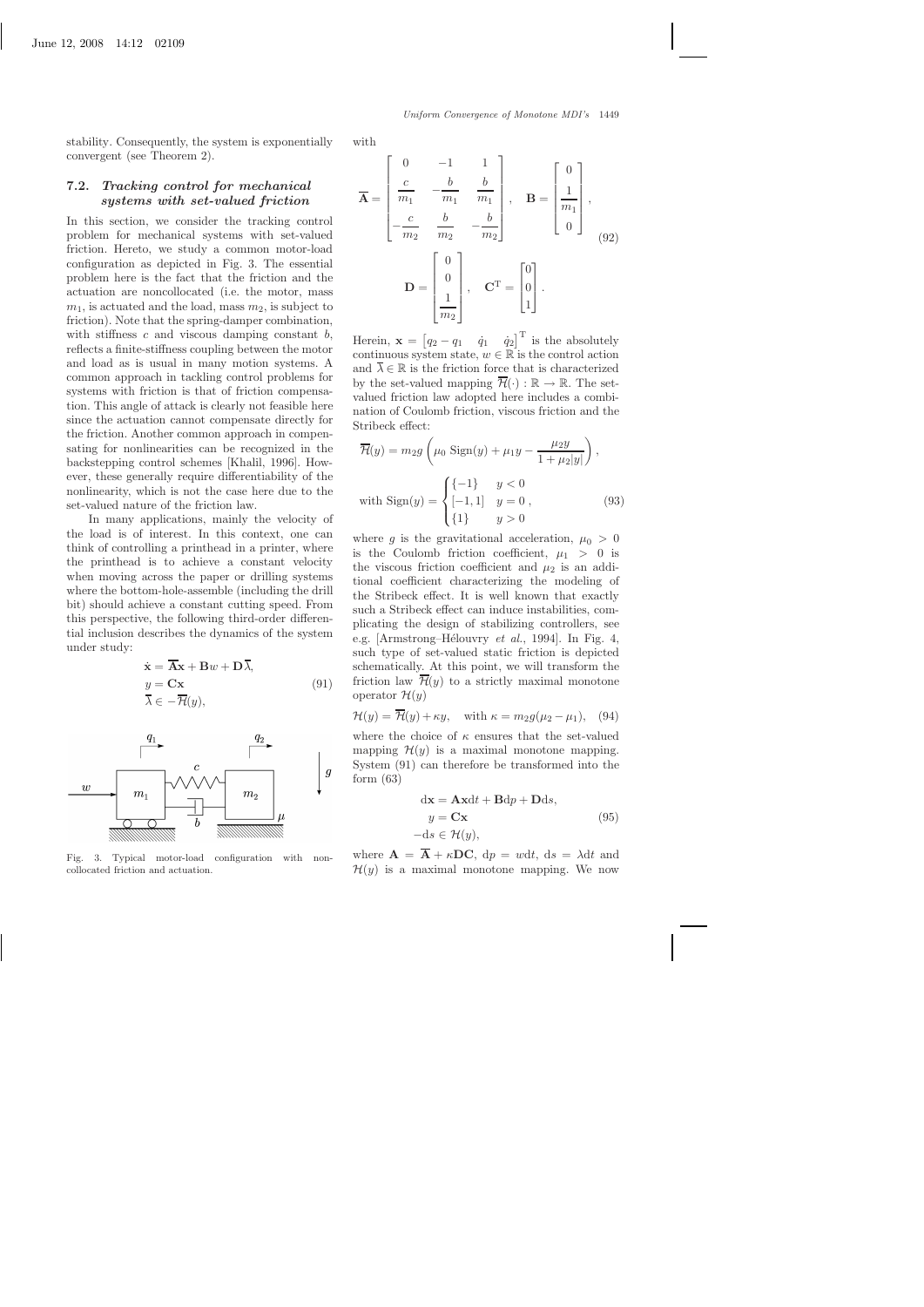stability. Consequently, the system is exponentially convergent (see Theorem 2).

### 7.2. *Tracking control for mechanical systems with set-valued friction*

In this section, we consider the tracking control problem for mechanical systems with set-valued friction. Hereto, we study a common motor-load configuration as depicted in Fig. 3. The essential problem here is the fact that the friction and the actuation are noncollocated (i.e. the motor, mass $m_1$, is actuated and the load, mass $m_2$, is subject to friction). Note that the spring-damper combination, with stiffness $c$ and viscous damping constant $b$, reflects a finite-stiffness coupling between the motor and load as is usual in many motion systems. A common approach in tackling control problems for systems with friction is that of friction compensation. This angle of attack is clearly not feasible here since the actuation cannot compensate directly for the friction. Another common approach in compensating for nonlinearities can be recognized in the backstepping control schemes [Khalil, 1996]. However, these generally require differentiability of the nonlinearity, which is not the case here due to the set-valued nature of the friction law.

In many applications, mainly the velocity of the load is of interest. In this context, one can think of controlling a printhead in a printer, where the printhead is to achieve a constant velocity when moving across the paper or drilling systems where the bottom-hole-assemble (including the drill bit) should achieve a constant cutting speed. From this perspective, the following third-order differential inclusion describes the dynamics of the system under study:

$$\begin{aligned}
\dot{\mathbf{x}} &= \overline{\mathbf{A}}\mathbf{x} + \mathbf{B}w + \mathbf{D}\overline{\lambda}, \\
y &= \mathbf{C}\mathbf{x} \\
\overline{\lambda} &\in -\overline{\mathcal{H}}(y),
\end{aligned} \tag{91}$$

Fig. 3. Typical motor-load configuration with non-collocated friction and actuation.

with

$$\overline{\mathbf{A}} = \begin{bmatrix} 0 & -1 & 1 \\ \dfrac{c}{m_1} & -\dfrac{b}{m_1} & \dfrac{b}{m_1} \\ -\dfrac{c}{m_2} & \dfrac{b}{m_2} & -\dfrac{b}{m_2} \end{bmatrix}, \quad \mathbf{B} = \begin{bmatrix} 0 \\ \dfrac{1}{m_1} \\ 0 \end{bmatrix}, \tag{92}$$

$$\mathbf{D} = \begin{bmatrix} 0 \\ 0 \\ \dfrac{1}{m_2} \end{bmatrix}, \quad \mathbf{C}^{\mathrm{T}} = \begin{bmatrix} 0 \\ 0 \\ 1 \end{bmatrix}.$$

Herein, $\mathbf{x} = \begin{bmatrix} q_2 - q_1 & \dot{q}_1 & \dot{q}_2 \end{bmatrix}^{\mathrm{T}}$ is the absolutely continuous system state, $w \in \mathbb{R}$ is the control action and $\overline{\lambda} \in \mathbb{R}$ is the friction force that is characterized by the set-valued mapping $\overline{\mathcal{H}}(\cdot) : \mathbb{R} \to \mathbb{R}$. The set-valued friction law adopted here includes a combination of Coulomb friction, viscous friction and the Stribeck effect:

$$\overline{\mathcal{H}}(y) = m_2 g \left( \mu_0 \, \mathrm{Sign}(y) + \mu_1 y - \frac{\mu_2 y}{1 + \mu_2 |y|} \right),$$

$$\text{with } \mathrm{Sign}(y) = \begin{cases} \{-1\} & y < 0 \\ [-1, 1] & y = 0 \\ \{1\} & y > 0 \end{cases}, \tag{93}$$

where $g$ is the gravitational acceleration, $\mu_0 > 0$ is the Coulomb friction coefficient, $\mu_1 > 0$ is the viscous friction coefficient and $\mu_2$ is an additional coefficient characterizing the modeling of the Stribeck effect. It is well known that exactly such a Stribeck effect can induce instabilities, complicating the design of stabilizing controllers, see e.g. [Armstrong–Hélouvry *et al.*, 1994]. In Fig. 4, such type of set-valued static friction is depicted schematically. At this point, we will transform the friction law $\overline{\mathcal{H}}(y)$ to a strictly maximal monotone operator $\mathcal{H}(y)$

$$\mathcal{H}(y) = \overline{\mathcal{H}}(y) + \kappa y, \quad \text{with } \kappa = m_2 g(\mu_2 - \mu_1), \tag{94}$$

where the choice of $\kappa$ ensures that the set-valued mapping $\mathcal{H}(y)$ is a maximal monotone mapping. System (91) can therefore be transformed into the form (63)

$$\begin{aligned}
\mathrm{d}\mathbf{x} &= \mathbf{A}\mathbf{x}\mathrm{d}t + \mathbf{B}\mathrm{d}p + \mathbf{D}\mathrm{d}s, \\
y &= \mathbf{C}\mathbf{x} \\
-\mathrm{d}s &\in \mathcal{H}(y),
\end{aligned} \tag{95}$$

where $\mathbf{A} = \overline{\mathbf{A}} + \kappa \mathbf{DC}$, $\mathrm{d}p = w\mathrm{d}t$, $\mathrm{d}s = \lambda \mathrm{d}t$ and $\mathcal{H}(y)$ is a maximal monotone mapping. We now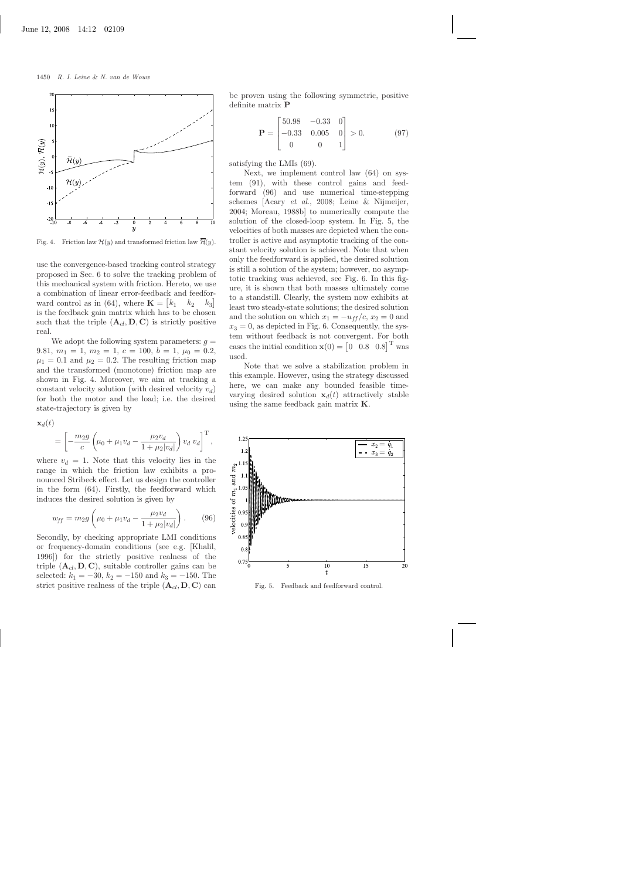Fig. 4. Friction law $\mathcal{H}(y)$ and transformed friction law $\overline{\mathcal{H}}(y)$.

use the convergence-based tracking control strategy proposed in Sec. 6 to solve the tracking problem of this mechanical system with friction. Hereto, we use a combination of linear error-feedback and feedforward control as in (64), where $\mathbf{K} = \begin{bmatrix} k_1 & k_2 & k_3 \end{bmatrix}$ is the feedback gain matrix which has to be chosen such that the triple $(\mathbf{A}_{cl}, \mathbf{D}, \mathbf{C})$ is strictly positive real.

We adopt the following system parameters: $g = 9.81$, $m_1 = 1$, $m_2 = 1$, $c = 100$, $b = 1$, $\mu_0 = 0.2$, $\mu_1 = 0.1$ and $\mu_2 = 0.2$. The resulting friction map and the transformed (monotone) friction map are shown in Fig. 4. Moreover, we aim at tracking a constant velocity solution (with desired velocity $v_d$) for both the motor and the load; i.e. the desired state-trajectory is given by

$$\mathbf{x}_d(t) = \left[ -\frac{m_2 g}{c}\left(\mu_0 + \mu_1 v_d - \frac{\mu_2 v_d}{1 + \mu_2 |v_d|}\right) v_d \; v_d \right]^{\mathrm{T}},$$

where $v_d = 1$. Note that this velocity lies in the range in which the friction law exhibits a pronounced Stribeck effect. Let us design the controller in the form (64). Firstly, the feedforward which induces the desired solution is given by

$$w_{ff} = m_2 g \left(\mu_0 + \mu_1 v_d - \frac{\mu_2 v_d}{1 + \mu_2 |v_d|}\right). \tag{96}$$

Secondly, by checking appropriate LMI conditions or frequency-domain conditions (see e.g. [Khalil, 1996]) for the strictly positive realness of the triple $(\mathbf{A}_{cl}, \mathbf{D}, \mathbf{C})$, suitable controller gains can be selected: $k_1 = -30$, $k_2 = -150$ and $k_3 = -150$. The strict positive realness of the triple $(\mathbf{A}_{cl}, \mathbf{D}, \mathbf{C})$ can be proven using the following symmetric, positive definite matrix $\mathbf{P}$

$$\mathbf{P} = \begin{bmatrix} 50.98 & -0.33 & 0 \\ -0.33 & 0.005 & 0 \\ 0 & 0 & 1 \end{bmatrix} > 0. \tag{97}$$

satisfying the LMIs (69).

Next, we implement control law (64) on system (91), with these control gains and feedforward (96) and use numerical time-stepping schemes [Acary *et al.*, 2008; Leine & Nijmeijer, 2004; Moreau, 1988b] to numerically compute the solution of the closed-loop system. In Fig. 5, the velocities of both masses are depicted when the controller is active and asymptotic tracking of the constant velocity solution is achieved. Note that when only the feedforward is applied, the desired solution is still a solution of the system; however, no asymptotic tracking was achieved, see Fig. 6. In this figure, it is shown that both masses ultimately come to a standstill. Clearly, the system now exhibits at least two steady-state solutions; the desired solution and the solution on which $x_1 = -u_{ff}/c$, $x_2 = 0$ and $x_3 = 0$, as depicted in Fig. 6. Consequently, the system without feedback is not convergent. For both cases the initial condition $\mathbf{x}(0) = \begin{bmatrix} 0 & 0.8 & 0.8 \end{bmatrix}^{\mathrm{T}}$ was used.

Note that we solve a stabilization problem in this example. However, using the strategy discussed here, we can make any bounded feasible time-varying desired solution $\mathbf{x}_d(t)$ attractively stable using the same feedback gain matrix $\mathbf{K}$.

Fig. 5. Feedback and feedforward control.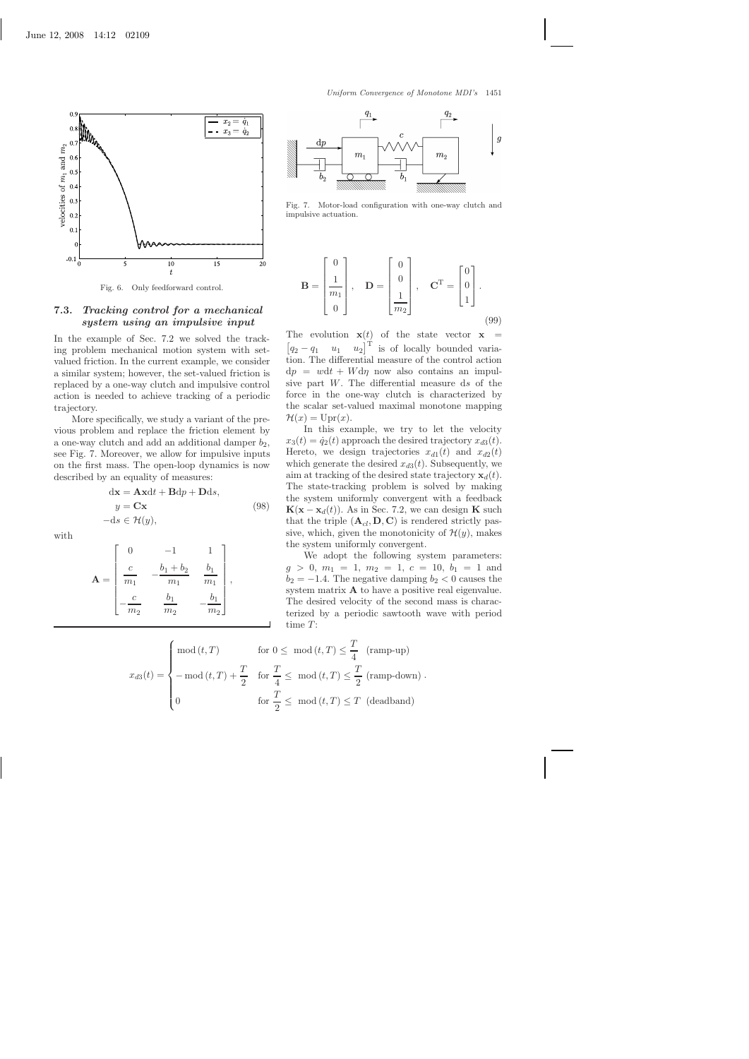Fig. 6. Only feedforward control.

### 7.3. *Tracking control for a mechanical system using an impulsive input*

In the example of Sec. 7.2 we solved the tracking problem mechanical motion system with set-valued friction. In the current example, we consider a similar system; however, the set-valued friction is replaced by a one-way clutch and impulsive control action is needed to achieve tracking of a periodic trajectory.

More specifically, we study a variant of the previous problem and replace the friction element by a one-way clutch and add an additional damper $b_2$, see Fig. 7. Moreover, we allow for impulsive inputs on the first mass. The open-loop dynamics is now described by an equality of measures:

$$\begin{aligned} \mathrm{d}\mathbf{x} &= \mathbf{A}\mathbf{x}\mathrm{d}t + \mathbf{B}\mathrm{d}p + \mathbf{D}\mathrm{d}s, \\ y &= \mathbf{C}\mathbf{x} \\ -\mathrm{d}s &\in \mathcal{H}(y), \end{aligned} \tag{98}$$

with

$$\mathbf{A} = \begin{bmatrix} 0 & -1 & 1 \\ \dfrac{c}{m_1} & -\dfrac{b_1+b_2}{m_1} & \dfrac{b_1}{m_1} \\ -\dfrac{c}{m_2} & \dfrac{b_1}{m_2} & -\dfrac{b_1}{m_2} \end{bmatrix},$$

Fig. 7. Motor-load configuration with one-way clutch and impulsive actuation.

$$\mathbf{B} = \begin{bmatrix} 0 \\ \dfrac{1}{m_1} \\ 0 \end{bmatrix}, \quad \mathbf{D} = \begin{bmatrix} 0 \\ 0 \\ \dfrac{1}{m_2} \end{bmatrix}, \quad \mathbf{C}^{\mathrm{T}} = \begin{bmatrix} 0 \\ 0 \\ 1 \end{bmatrix}. \tag{99}$$

The evolution $\mathbf{x}(t)$ of the state vector $\mathbf{x} = [q_2 - q_1 \quad u_1 \quad u_2]^{\mathrm{T}}$ is of locally bounded variation. The differential measure of the control action $\mathrm{d}p = w\mathrm{d}t + W\mathrm{d}\eta$ now also contains an impulsive part $W$. The differential measure $\mathrm{d}s$ of the force in the one-way clutch is characterized by the scalar set-valued maximal monotone mapping $\mathcal{H}(x) = \mathrm{Upr}(x)$.

In this example, we try to let the velocity $x_3(t) = \dot{q}_2(t)$ approach the desired trajectory $x_{d3}(t)$. Hereto, we design trajectories $x_{d1}(t)$ and $x_{d2}(t)$ which generate the desired $x_{d3}(t)$. Subsequently, we aim at tracking of the desired state trajectory $\mathbf{x}_d(t)$. The state-tracking problem is solved by making the system uniformly convergent with a feedback $\mathbf{K}(\mathbf{x} - \mathbf{x}_d(t))$. As in Sec. 7.2, we can design $\mathbf{K}$ such that the triple $(\mathbf{A}_{cl}, \mathbf{D}, \mathbf{C})$ is rendered strictly passive, which, given the monotonicity of $\mathcal{H}(y)$, makes the system uniformly convergent.

We adopt the following system parameters: $g > 0$, $m_1 = 1$, $m_2 = 1$, $c = 10$, $b_1 = 1$ and $b_2 = -1.4$. The negative damping $b_2 < 0$ causes the system matrix $\mathbf{A}$ to have a positive real eigenvalue. The desired velocity of the second mass is characterized by a periodic sawtooth wave with period time $T$:

$$x_{d3}(t) = \begin{cases} \mathrm{mod}\,(t, T) & \text{for } 0 \leq \mathrm{mod}\,(t, T) \leq \dfrac{T}{4} \quad \text{(ramp-up)} \\ -\mathrm{mod}\,(t, T) + \dfrac{T}{2} & \text{for } \dfrac{T}{4} \leq \mathrm{mod}\,(t, T) \leq \dfrac{T}{2} \text{ (ramp-down)} \\ 0 & \text{for } \dfrac{T}{2} \leq \mathrm{mod}\,(t, T) \leq T \text{ (deadband)} \end{cases}.$$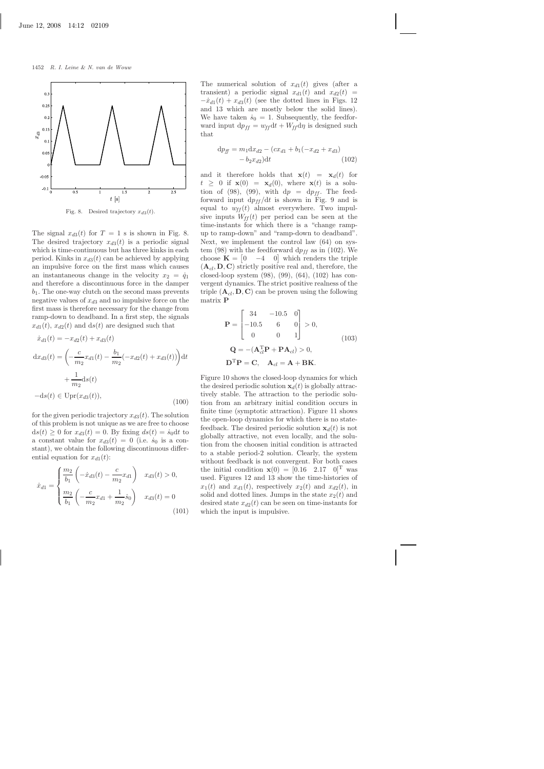Fig. 8. Desired trajectory $x_{d3}(t)$.

The signal $x_{d3}(t)$ for $T = 1$ s is shown in Fig. 8. The desired trajectory $x_{d3}(t)$ is a periodic signal which is time-continuous but has three kinks in each period. Kinks in $x_{d3}(t)$ can be achieved by applying an impulsive force on the first mass which causes an instantaneous change in the velocity $x_2 = \dot{q}_1$ and therefore a discontinuous force in the damper $b_1$. The one-way clutch on the second mass prevents negative values of $x_{d3}$ and no impulsive force on the first mass is therefore necessary for the change from ramp-down to deadband. In a first step, the signals $x_{d1}(t)$, $x_{d2}(t)$ and $\mathrm{d}s(t)$ are designed such that

$$
\begin{aligned}
\dot{x}_{d1}(t) &= -x_{d2}(t) + x_{d3}(t) \\
\mathrm{d}x_{d3}(t) &= \left(-\frac{c}{m_2}x_{d1}(t) - \frac{b_1}{m_2}(-x_{d2}(t) + x_{d3}(t))\right)\mathrm{d}t \\
&\quad + \frac{1}{m_2}\mathrm{d}s(t) \\
-\mathrm{d}s(t) &\in \mathrm{Upr}(x_{d3}(t)),
\end{aligned}
\tag{100}
$$

for the given periodic trajectory $x_{d3}(t)$. The solution of this problem is not unique as we are free to choose $\mathrm{d}s(t) \geq 0$ for $x_{d3}(t) = 0$. By fixing $ds(t) = \dot{s}_0\mathrm{d}t$ to a constant value for $x_{d3}(t) = 0$ (i.e. $\dot{s}_0$ is a constant), we obtain the following discontinuous differential equation for $x_{d1}(t)$:

$$
\dot{x}_{d1} = \begin{cases} \dfrac{m_2}{b_1}\left(-\dot{x}_{d3}(t) - \dfrac{c}{m_2}x_{d1}\right) & x_{d3}(t) > 0, \\[2ex] \dfrac{m_2}{b_1}\left(-\dfrac{c}{m_2}x_{d1} + \dfrac{1}{m_2}\dot{s}_0\right) & x_{d3}(t) = 0 \end{cases}
\tag{101}
$$

The numerical solution of $x_{d1}(t)$ gives (after a transient) a periodic signal $x_{d1}(t)$ and $x_{d2}(t) = -\dot{x}_{d1}(t) + x_{d3}(t)$ (see the dotted lines in Figs. 12 and 13 which are mostly below the solid lines). We have taken $\dot{s}_0 = 1$. Subsequently, the feedforward input $\mathrm{d}p_{ff} = w_{ff}\mathrm{d}t + W_{ff}\mathrm{d}\eta$ is designed such that

$$
\begin{aligned}
\mathrm{d}p_{ff} = m_1\mathrm{d}x_{d2} - (cx_{d1} + b_1(-x_{d2} + x_{d3}) \\
- b_2x_{d2})\mathrm{d}t
\end{aligned}
\tag{102}
$$

and it therefore holds that $\mathbf{x}(t) = \mathbf{x}_d(t)$ for $t \geq 0$ if $\mathbf{x}(0) = \mathbf{x}_d(0)$, where $\mathbf{x}(t)$ is a solution of (98), (99), with $\mathrm{d}p = \mathrm{d}p_{ff}$. The feedforward input $\mathrm{d}p_{ff}/\mathrm{d}t$ is shown in Fig. 9 and is equal to $w_{ff}(t)$ almost everywhere. Two impulsive inputs $W_{ff}(t)$ per period can be seen at the time-instants for which there is a "change ramp-up to ramp-down" and "ramp-down to deadband". Next, we implement the control law (64) on system (98) with the feedforward $\mathrm{d}p_{ff}$ as in (102). We choose $\mathbf{K} = \begin{bmatrix} 0 & -4 & 0 \end{bmatrix}$ which renders the triple $(\mathbf{A}_{cl}, \mathbf{D}, \mathbf{C})$ strictly positive real and, therefore, the closed-loop system (98), (99), (64), (102) has convergent dynamics. The strict positive realness of the triple $(\mathbf{A}_{cl}, \mathbf{D}, \mathbf{C})$ can be proven using the following matrix $\mathbf{P}$

$$
\begin{aligned}
\mathbf{P} &= \begin{bmatrix} 34 & -10.5 & 0 \\ -10.5 & 6 & 0 \\ 0 & 0 & 1 \end{bmatrix} > 0, \\
\mathbf{Q} &= -(\mathbf{A}_{cl}^{\mathrm{T}}\mathbf{P} + \mathbf{P}\mathbf{A}_{cl}) > 0, \\
\mathbf{D}^{\mathrm{T}}\mathbf{P} &= \mathbf{C}, \quad \mathbf{A}_{cl} = \mathbf{A} + \mathbf{B}\mathbf{K}.
\end{aligned}
\tag{103}
$$

Figure 10 shows the closed-loop dynamics for which the desired periodic solution $\mathbf{x}_d(t)$ is globally attractively stable. The attraction to the periodic solution from an arbitrary initial condition occurs in finite time (symptotic attraction). Figure 11 shows the open-loop dynamics for which there is no state-feedback. The desired periodic solution $\mathbf{x}_d(t)$ is not globally attractive, not even locally, and the solution from the choosen initial condition is attracted to a stable period-2 solution. Clearly, the system without feedback is not convergent. For both cases the initial condition $\mathbf{x}(0) = \begin{bmatrix} 0.16 & 2.17 & 0 \end{bmatrix}^{\mathrm{T}}$ was used. Figures 12 and 13 show the time-histories of $x_1(t)$ and $x_{d1}(t)$, respectively $x_2(t)$ and $x_{d2}(t)$, in solid and dotted lines. Jumps in the state $x_2(t)$ and desired state $x_{d2}(t)$ can be seen on time-instants for which the input is impulsive.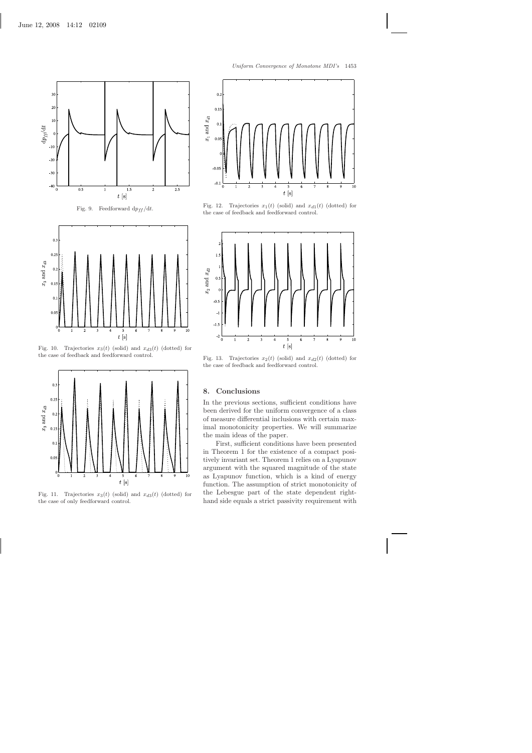Fig. 9. Feedforward $\mathrm{d}p_{ff}/\mathrm{d}t$.

Fig. 10. Trajectories $x_3(t)$ (solid) and $x_{d3}(t)$ (dotted) for the case of feedback and feedforward control.

Fig. 11. Trajectories $x_3(t)$ (solid) and $x_{d3}(t)$ (dotted) for the case of only feedforward control.

Fig. 12. Trajectories $x_1(t)$ (solid) and $x_{d1}(t)$ (dotted) for the case of feedback and feedforward control.

Fig. 13. Trajectories $x_2(t)$ (solid) and $x_{d2}(t)$ (dotted) for the case of feedback and feedforward control.

## 8. Conclusions

In the previous sections, sufficient conditions have been derived for the uniform convergence of a class of measure differential inclusions with certain maximal monotonicity properties. We will summarize the main ideas of the paper.

First, sufficient conditions have been presented in Theorem 1 for the existence of a compact positively invariant set. Theorem 1 relies on a Lyapunov argument with the squared magnitude of the state as Lyapunov function, which is a kind of energy function. The assumption of strict monotonicity of the Lebesgue part of the state dependent right-hand side equals a strict passivity requirement with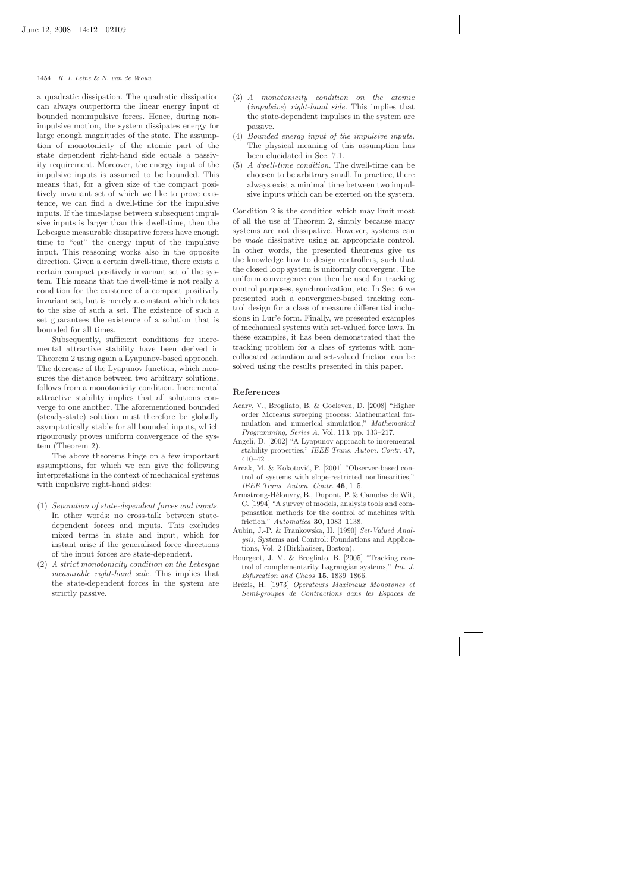a quadratic dissipation. The quadratic dissipation can always outperform the linear energy input of bounded nonimpulsive forces. Hence, during nonimpulsive motion, the system dissipates energy for large enough magnitudes of the state. The assumption of monotonicity of the atomic part of the state dependent right-hand side equals a passivity requirement. Moreover, the energy input of the impulsive inputs is assumed to be bounded. This means that, for a given size of the compact positively invariant set of which we like to prove existence, we can find a dwell-time for the impulsive inputs. If the time-lapse between subsequent impulsive inputs is larger than this dwell-time, then the Lebesgue measurable dissipative forces have enough time to "eat" the energy input of the impulsive input. This reasoning works also in the opposite direction. Given a certain dwell-time, there exists a certain compact positively invariant set of the system. This means that the dwell-time is not really a condition for the existence of a compact positively invariant set, but is merely a constant which relates to the size of such a set. The existence of such a set guarantees the existence of a solution that is bounded for all times.

Subsequently, sufficient conditions for incremental attractive stability have been derived in Theorem 2 using again a Lyapunov-based approach. The decrease of the Lyapunov function, which measures the distance between two arbitrary solutions, follows from a monotonicity condition. Incremental attractive stability implies that all solutions converge to one another. The aforementioned bounded (steady-state) solution must therefore be globally asymptotically stable for all bounded inputs, which rigourously proves uniform convergence of the system (Theorem 2).

The above theorems hinge on a few important assumptions, for which we can give the following interpretations in the context of mechanical systems with impulsive right-hand sides:

(1) *Separation of state-dependent forces and inputs.* In other words: no cross-talk between state-dependent forces and inputs. This excludes mixed terms in state and input, which for instant arise if the generalized force directions of the input forces are state-dependent.
(2) *A strict monotonicity condition on the Lebesgue measurable right-hand side.* This implies that the state-dependent forces in the system are strictly passive.
(3) *A monotonicity condition on the atomic (impulsive) right-hand side.* This implies that the state-dependent impulses in the system are passive.
(4) *Bounded energy input of the impulsive inputs.* The physical meaning of this assumption has been elucidated in Sec. 7.1.
(5) *A dwell-time condition.* The dwell-time can be choosen to be arbitrary small. In practice, there always exist a minimal time between two impulsive inputs which can be exerted on the system.

Condition 2 is the condition which may limit most of all the use of Theorem 2, simply because many systems are not dissipative. However, systems can be *made* dissipative using an appropriate control. In other words, the presented theorems give us the knowledge how to design controllers, such that the closed loop system is uniformly convergent. The uniform convergence can then be used for tracking control purposes, synchronization, etc. In Sec. 6 we presented such a convergence-based tracking control design for a class of measure differential inclusions in Lur'e form. Finally, we presented examples of mechanical systems with set-valued force laws. In these examples, it has been demonstrated that the tracking problem for a class of systems with non-collocated actuation and set-valued friction can be solved using the results presented in this paper.

## References

Acary, V., Brogliato, B. & Goeleven, D. [2008] "Higher order Moreaus sweeping process: Mathematical formulation and numerical simulation," *Mathematical Programming, Series A*, Vol. 113, pp. 133–217.

Angeli, D. [2002] "A Lyapunov approach to incremental stability properties," *IEEE Trans. Autom. Contr.* **47**, 410–421.

Arcak, M. & Kokotović, P. [2001] "Observer-based control of systems with slope-restricted nonlinearities," *IEEE Trans. Autom. Contr.* **46**, 1–5.

Armstrong-Hélouvry, B., Dupont, P. & Canudas de Wit, C. [1994] "A survey of models, analysis tools and compensation methods for the control of machines with friction," *Automatica* **30**, 1083–1138.

Aubin, J.-P. & Frankowska, H. [1990] *Set-Valued Analysis*, Systems and Control: Foundations and Applications, Vol. 2 (Birkhaüser, Boston).

Bourgeot, J. M. & Brogliato, B. [2005] "Tracking control of complementarity Lagrangian systems," *Int. J. Bifurcation and Chaos* **15**, 1839–1866.

Brézis, H. [1973] *Operateurs Maximaux Monotones et Semi-groupes de Contractions dans les Espaces de*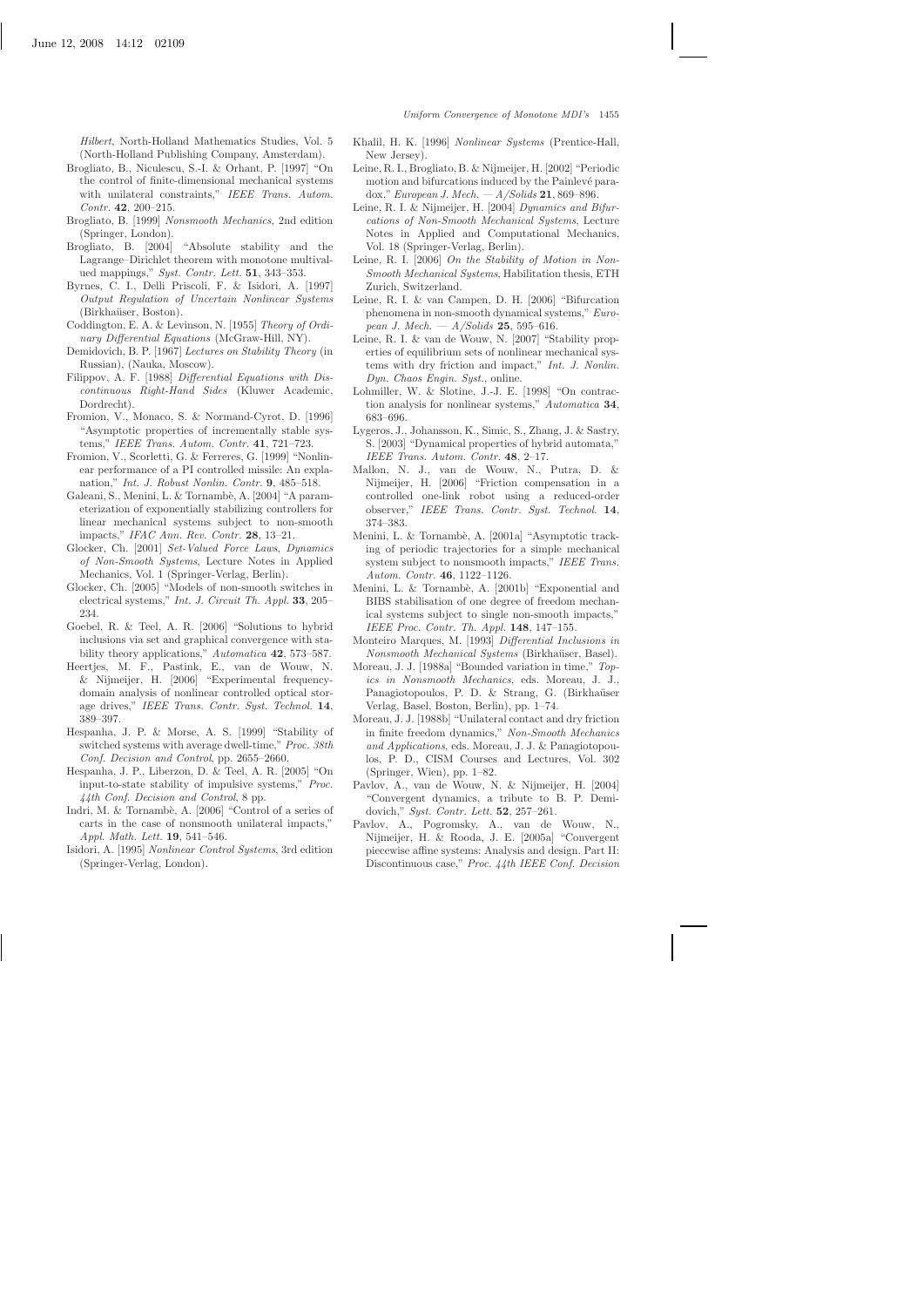*Hilbert*, North-Holland Mathematics Studies, Vol. 5 (North-Holland Publishing Company, Amsterdam).

Brogliato, B., Niculescu, S.-I. & Orhant, P. [1997] "On the control of finite-dimensional mechanical systems with unilateral constraints," *IEEE Trans. Autom. Contr.* **42**, 200–215.

Brogliato, B. [1999] *Nonsmooth Mechanics*, 2nd edition (Springer, London).

Brogliato, B. [2004] "Absolute stability and the Lagrange–Dirichlet theorem with monotone multivalued mappings," *Syst. Contr. Lett.* **51**, 343–353.

Byrnes, C. I., Delli Priscoli, F. & Isidori, A. [1997] *Output Regulation of Uncertain Nonlinear Systems* (Birkhaüser, Boston).

Coddington, E. A. & Levinson, N. [1955] *Theory of Ordinary Differential Equations* (McGraw-Hill, NY).

Demidovich, B. P. [1967] *Lectures on Stability Theory* (in Russian), (Nauka, Moscow).

Filippov, A. F. [1988] *Differential Equations with Discontinuous Right-Hand Sides* (Kluwer Academic, Dordrecht).

Fromion, V., Monaco, S. & Normand-Cyrot, D. [1996] "Asymptotic properties of incrementally stable systems," *IEEE Trans. Autom. Contr.* **41**, 721–723.

Fromion, V., Scorletti, G. & Ferreres, G. [1999] "Nonlinear performance of a PI controlled missile: An explanation," *Int. J. Robust Nonlin. Contr.* **9**, 485–518.

Galeani, S., Menini, L. & Tornambè, A. [2004] "A parameterization of exponentially stabilizing controllers for linear mechanical systems subject to non-smooth impacts," *IFAC Ann. Rev. Contr.* **28**, 13–21.

Glocker, Ch. [2001] *Set-Valued Force Laws, Dynamics of Non-Smooth Systems*, Lecture Notes in Applied Mechanics, Vol. 1 (Springer-Verlag, Berlin).

Glocker, Ch. [2005] "Models of non-smooth switches in electrical systems," *Int. J. Circuit Th. Appl.* **33**, 205–234.

Goebel, R. & Teel, A. R. [2006] "Solutions to hybrid inclusions via set and graphical convergence with stability theory applications," *Automatica* **42**, 573–587.

Heertjes, M. F., Pastink, E., van de Wouw, N. & Nijmeijer, H. [2006] "Experimental frequency-domain analysis of nonlinear controlled optical storage drives," *IEEE Trans. Contr. Syst. Technol.* **14**, 389–397.

Hespanha, J. P. & Morse, A. S. [1999] "Stability of switched systems with average dwell-time," *Proc. 38th Conf. Decision and Control*, pp. 2655–2660.

Hespanha, J. P., Liberzon, D. & Teel, A. R. [2005] "On input-to-state stability of impulsive systems," *Proc. 44th Conf. Decision and Control*, 8 pp.

Indri, M. & Tornambè, A. [2006] "Control of a series of carts in the case of nonsmooth unilateral impacts," *Appl. Math. Lett.* **19**, 541–546.

Isidori, A. [1995] *Nonlinear Control Systems*, 3rd edition (Springer-Verlag, London).

Khalil, H. K. [1996] *Nonlinear Systems* (Prentice-Hall, New Jersey).

Leine, R. I., Brogliato, B. & Nijmeijer, H. [2002] "Periodic motion and bifurcations induced by the Painlevé paradox," *European J. Mech. — A/Solids* **21**, 869–896.

Leine, R. I. & Nijmeijer, H. [2004] *Dynamics and Bifurcations of Non-Smooth Mechanical Systems*, Lecture Notes in Applied and Computational Mechanics, Vol. 18 (Springer-Verlag, Berlin).

Leine, R. I. [2006] *On the Stability of Motion in Non-Smooth Mechanical Systems*, Habilitation thesis, ETH Zurich, Switzerland.

Leine, R. I. & van Campen, D. H. [2006] "Bifurcation phenomena in non-smooth dynamical systems," *European J. Mech. — A/Solids* **25**, 595–616.

Leine, R. I. & van de Wouw, N. [2007] "Stability properties of equilibrium sets of nonlinear mechanical systems with dry friction and impact," *Int. J. Nonlin. Dyn. Chaos Engin. Syst.*, online.

Lohmiller, W. & Slotine, J.-J. E. [1998] "On contraction analysis for nonlinear systems," *Automatica* **34**, 683–696.

Lygeros, J., Johansson, K., Simic, S., Zhang, J. & Sastry, S. [2003] "Dynamical properties of hybrid automata," *IEEE Trans. Autom. Contr.* **48**, 2–17.

Mallon, N. J., van de Wouw, N., Putra, D. & Nijmeijer, H. [2006] "Friction compensation in a controlled one-link robot using a reduced-order observer," *IEEE Trans. Contr. Syst. Technol.* **14**, 374–383.

Menini, L. & Tornambè, A. [2001a] "Asymptotic tracking of periodic trajectories for a simple mechanical system subject to nonsmooth impacts," *IEEE Trans. Autom. Contr.* **46**, 1122–1126.

Menini, L. & Tornambè, A. [2001b] "Exponential and BIBS stabilisation of one degree of freedom mechanical systems subject to single non-smooth impacts," *IEEE Proc. Contr. Th. Appl.* **148**, 147–155.

Monteiro Marques, M. [1993] *Differential Inclusions in Nonsmooth Mechanical Systems* (Birkhaüser, Basel).

Moreau, J. J. [1988a] "Bounded variation in time," *Topics in Nonsmooth Mechanics*, eds. Moreau, J. J., Panagiotopoulos, P. D. & Strang, G. (Birkhaüser Verlag, Basel, Boston, Berlin), pp. 1–74.

Moreau, J. J. [1988b] "Unilateral contact and dry friction in finite freedom dynamics," *Non-Smooth Mechanics and Applications*, eds. Moreau, J. J. & Panagiotopoulos, P. D., CISM Courses and Lectures, Vol. 302 (Springer, Wien), pp. 1–82.

Pavlov, A., van de Wouw, N. & Nijmeijer, H. [2004] "Convergent dynamics, a tribute to B. P. Demidovich," *Syst. Contr. Lett.* **52**, 257–261.

Pavlov, A., Pogromsky, A., van de Wouw, N., Nijmeijer, H. & Rooda, J. E. [2005a] "Convergent piecewise affine systems: Analysis and design. Part II: Discontinuous case," *Proc. 44th IEEE Conf. Decision*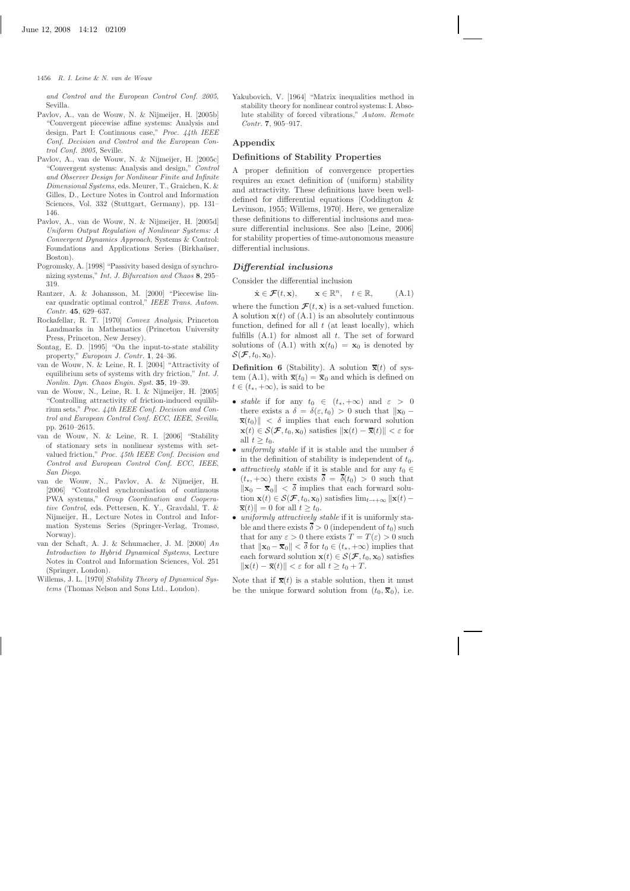*and Control and the European Control Conf. 2005*, Sevilla.

Pavlov, A., van de Wouw, N. & Nijmeijer, H. [2005b] "Convergent piecewise affine systems: Analysis and design. Part I: Continuous case," *Proc. 44th IEEE Conf. Decision and Control and the European Control Conf. 2005*, Seville.

Pavlov, A., van de Wouw, N. & Nijmeijer, H. [2005c] "Convergent systems: Analysis and design," *Control and Observer Design for Nonlinear Finite and Infinite Dimensional Systems*, eds. Meurer, T., Graichen, K. & Gilles, D., Lecture Notes in Control and Information Sciences, Vol. 332 (Stuttgart, Germany), pp. 131–146.

Pavlov, A., van de Wouw, N. & Nijmeijer, H. [2005d] *Uniform Output Regulation of Nonlinear Systems: A Convergent Dynamics Approach*, Systems & Control: Foundations and Applications Series (Birkhaüser, Boston).

Pogromsky, A. [1998] "Passivity based design of synchronizing systems," *Int. J. Bifurcation and Chaos* **8**, 295–319.

Rantzer, A. & Johansson, M. [2000] "Piecewise linear quadratic optimal control," *IEEE Trans. Autom. Contr.* **45**, 629–637.

Rockafellar, R. T. [1970] *Convex Analysis*, Princeton Landmarks in Mathematics (Princeton University Press, Princeton, New Jersey).

Sontag, E. D. [1995] "On the input-to-state stability property," *European J. Contr.* **1**, 24–36.

van de Wouw, N. & Leine, R. I. [2004] "Attractivity of equilibrium sets of systems with dry friction," *Int. J. Nonlin. Dyn. Chaos Engin. Syst.* **35**, 19–39.

van de Wouw, N., Leine, R. I. & Nijmeijer, H. [2005] "Controlling attractivity of friction-induced equilibrium sets," *Proc. 44th IEEE Conf. Decision and Control and European Control Conf. ECC, IEEE, Sevilla*, pp. 2610–2615.

van de Wouw, N. & Leine, R. I. [2006] "Stability of stationary sets in nonlinear systems with set-valued friction," *Proc. 45th IEEE Conf. Decision and Control and European Control Conf. ECC, IEEE, San Diego*.

van de Wouw, N., Pavlov, A. & Nijmeijer, H. [2006] "Controlled synchronisation of continuous PWA systems," *Group Coordination and Cooperative Control*, eds. Pettersen, K. Y., Gravdahl, T. & Nijmeijer, H., Lecture Notes in Control and Information Systems Series (Springer-Verlag, Tromsø, Norway).

van der Schaft, A. J. & Schumacher, J. M. [2000] *An Introduction to Hybrid Dynamical Systems*, Lecture Notes in Control and Information Sciences, Vol. 251 (Springer, London).

Willems, J. L. [1970] *Stability Theory of Dynamical Systems* (Thomas Nelson and Sons Ltd., London).

Yakubovich, V. [1964] "Matrix inequalities method in stability theory for nonlinear control systems: I. Absolute stability of forced vibrations," *Autom. Remote Contr.* **7**, 905–917.

## Appendix

### Definitions of Stability Properties

A proper definition of convergence properties requires an exact definition of (uniform) stability and attractivity. These definitions have been well-defined for differential equations [Coddington & Levinson, 1955; Willems, 1970]. Here, we generalize these definitions to differential inclusions and measure differential inclusions. See also [Leine, 2006] for stability properties of time-autonomous measure differential inclusions.

#### *Differential inclusions*

Consider the differential inclusion

$$\dot{\mathbf{x}} \in \boldsymbol{\mathcal{F}}(t, \mathbf{x}), \qquad \mathbf{x} \in \mathbb{R}^n, \quad t \in \mathbb{R}, \tag{A.1}$$

where the function $\boldsymbol{\mathcal{F}}(t, \mathbf{x})$ is a set-valued function. A solution $\mathbf{x}(t)$ of (A.1) is an absolutely continuous function, defined for all $t$ (at least locally), which fulfills (A.1) for almost all $t$. The set of forward solutions of (A.1) with $\mathbf{x}(t_0) = \mathbf{x}_0$ is denoted by $\mathcal{S}(\boldsymbol{\mathcal{F}}, t_0, \mathbf{x}_0)$.

**Definition 6** (Stability). A solution $\overline{\mathbf{x}}(t)$ of system (A.1), with $\overline{\mathbf{x}}(t_0) = \overline{\mathbf{x}}_0$ and which is defined on $t \in (t_*, +\infty)$, is said to be

- *stable* if for any $t_0 \in (t_*, +\infty)$ and $\varepsilon > 0$ there exists a $\delta = \delta(\varepsilon, t_0) > 0$ such that $\|\mathbf{x}_0 - \overline{\mathbf{x}}(t_0)\| < \delta$ implies that each forward solution $\mathbf{x}(t) \in \mathcal{S}(\boldsymbol{\mathcal{F}}, t_0, \mathbf{x}_0)$ satisfies $\|\mathbf{x}(t) - \overline{\mathbf{x}}(t)\| < \varepsilon$ for all $t \geq t_0$.
- *uniformly stable* if it is stable and the number $\delta$ in the definition of stability is independent of $t_0$.
- *attractively stable* if it is stable and for any $t_0 \in (t_*, +\infty)$ there exists $\overline{\delta} = \overline{\delta}(t_0) > 0$ such that $\|\mathbf{x}_0 - \overline{\mathbf{x}}_0\| < \overline{\delta}$ implies that each forward solution $\mathbf{x}(t) \in \mathcal{S}(\boldsymbol{\mathcal{F}}, t_0, \mathbf{x}_0)$ satisfies $\lim_{t \to +\infty} \|\mathbf{x}(t) - \overline{\mathbf{x}}(t)\| = 0$ for all $t \geq t_0$.
- *uniformly attractively stable* if it is uniformly stable and there exists $\overline{\delta} > 0$ (independent of $t_0$) such that for any $\varepsilon > 0$ there exists $T = T(\varepsilon) > 0$ such that $\|\mathbf{x}_0 - \overline{\mathbf{x}}_0\| < \overline{\delta}$ for $t_0 \in (t_*, +\infty)$ implies that each forward solution $\mathbf{x}(t) \in \mathcal{S}(\boldsymbol{\mathcal{F}}, t_0, \mathbf{x}_0)$ satisfies $\|\mathbf{x}(t) - \overline{\mathbf{x}}(t)\| < \varepsilon$ for all $t \geq t_0 + T$.

Note that if $\overline{\mathbf{x}}(t)$ is a stable solution, then it must be the unique forward solution from $(t_0, \overline{\mathbf{x}}_0)$, i.e.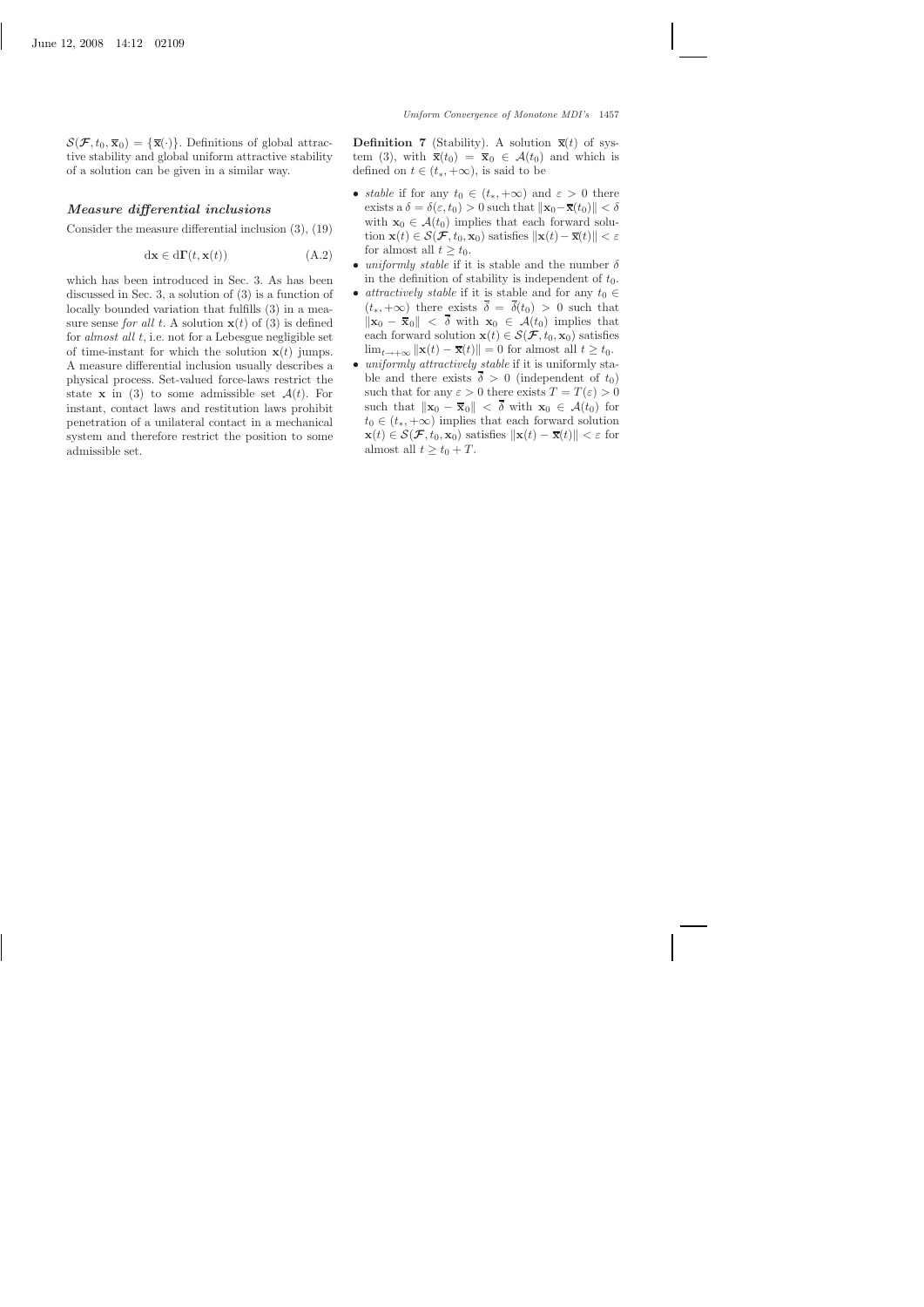$\mathcal{S}(\boldsymbol{\mathcal{F}}, t_0, \overline{\mathbf{x}}_0) = \{\overline{\mathbf{x}}(\cdot)\}$. Definitions of global attractive stability and global uniform attractive stability of a solution can be given in a similar way.

### *Measure differential inclusions*

Consider the measure differential inclusion (3), (19)

$$\mathrm{d}\mathbf{x} \in \mathrm{d}\mathbf{\Gamma}(t, \mathbf{x}(t)) \tag{A.2}$$

which has been introduced in Sec. 3. As has been discussed in Sec. 3, a solution of (3) is a function of locally bounded variation that fulfills (3) in a measure sense *for all* $t$. A solution $\mathbf{x}(t)$ of (3) is defined for *almost all* $t$, i.e. not for a Lebesgue negligible set of time-instant for which the solution $\mathbf{x}(t)$ jumps. A measure differential inclusion usually describes a physical process. Set-valued force-laws restrict the state $\mathbf{x}$ in (3) to some admissible set $\mathcal{A}(t)$. For instant, contact laws and restitution laws prohibit penetration of a unilateral contact in a mechanical system and therefore restrict the position to some admissible set.

**Definition 7** (Stability). A solution $\overline{\mathbf{x}}(t)$ of system (3), with $\overline{\mathbf{x}}(t_0) = \overline{\mathbf{x}}_0 \in \mathcal{A}(t_0)$ and which is defined on $t \in (t_*, +\infty)$, is said to be

- *stable* if for any $t_0 \in (t_*, +\infty)$ and $\varepsilon > 0$ there exists a $\delta = \delta(\varepsilon, t_0) > 0$ such that $\|\mathbf{x}_0 - \overline{\mathbf{x}}(t_0)\| < \delta$ with $\mathbf{x}_0 \in \mathcal{A}(t_0)$ implies that each forward solution $\mathbf{x}(t) \in \mathcal{S}(\boldsymbol{\mathcal{F}}, t_0, \mathbf{x}_0)$ satisfies $\|\mathbf{x}(t) - \overline{\mathbf{x}}(t)\| < \varepsilon$ for almost all $t \geq t_0$.
- *uniformly stable* if it is stable and the number $\delta$ in the definition of stability is independent of $t_0$.
- *attractively stable* if it is stable and for any $t_0 \in (t_*, +\infty)$ there exists $\overline{\delta} = \overline{\delta}(t_0) > 0$ such that $\|\mathbf{x}_0 - \overline{\mathbf{x}}_0\| < \overline{\delta}$ with $\mathbf{x}_0 \in \mathcal{A}(t_0)$ implies that each forward solution $\mathbf{x}(t) \in \mathcal{S}(\boldsymbol{\mathcal{F}}, t_0, \mathbf{x}_0)$ satisfies $\lim_{t \to +\infty} \|\mathbf{x}(t) - \overline{\mathbf{x}}(t)\| = 0$ for almost all $t \geq t_0$.
- *uniformly attractively stable* if it is uniformly stable and there exists $\overline{\delta} > 0$ (independent of $t_0$) such that for any $\varepsilon > 0$ there exists $T = T(\varepsilon) > 0$ such that $\|\mathbf{x}_0 - \overline{\mathbf{x}}_0\| < \overline{\delta}$ with $\mathbf{x}_0 \in \mathcal{A}(t_0)$ for $t_0 \in (t_*, +\infty)$ implies that each forward solution $\mathbf{x}(t) \in \mathcal{S}(\boldsymbol{\mathcal{F}}, t_0, \mathbf{x}_0)$ satisfies $\|\mathbf{x}(t) - \overline{\mathbf{x}}(t)\| < \varepsilon$ for almost all $t \geq t_0 + T$.